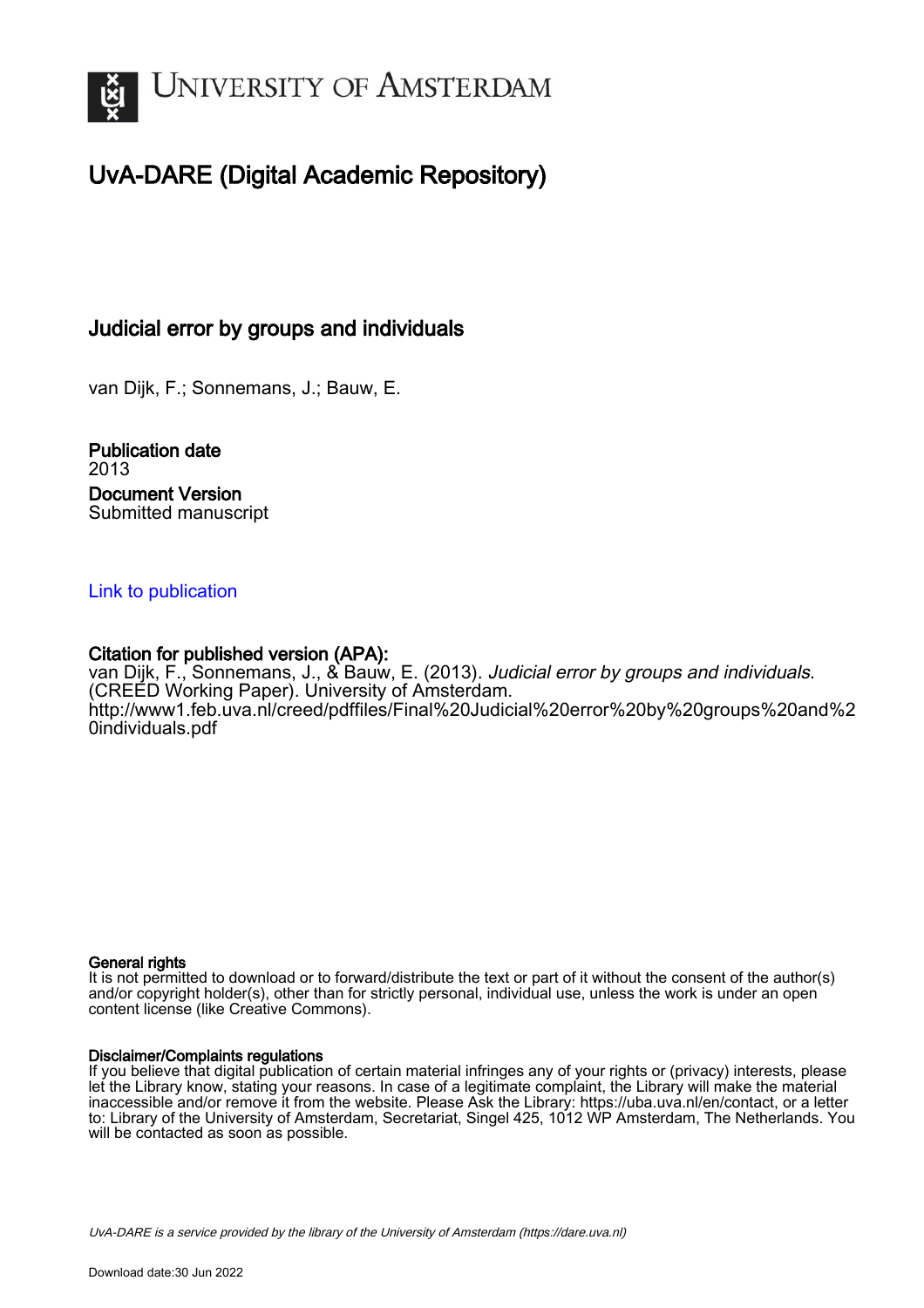# UNIVERSITY OF AMSTERDAM

## UvA-DARE (Digital Academic Repository)

### Judicial error by groups and individuals

van Dijk, F.; Sonnemans, J.; Bauw, E.

**Publication date**
2013

**Document Version**
Submitted manuscript

Link to publication

**Citation for published version (APA):**
van Dijk, F., Sonnemans, J., & Bauw, E. (2013). *Judicial error by groups and individuals*. (CREED Working Paper). University of Amsterdam. http://www1.feb.uva.nl/creed/pdffiles/Final%20Judicial%20error%20by%20groups%20and%20individuals.pdf

**General rights**
It is not permitted to download or to forward/distribute the text or part of it without the consent of the author(s) and/or copyright holder(s), other than for strictly personal, individual use, unless the work is under an open content license (like Creative Commons).

**Disclaimer/Complaints regulations**
If you believe that digital publication of certain material infringes any of your rights or (privacy) interests, please let the Library know, stating your reasons. In case of a legitimate complaint, the Library will make the material inaccessible and/or remove it from the website. Please Ask the Library: https://uba.uva.nl/en/contact, or a letter to: Library of the University of Amsterdam, Secretariat, Singel 425, 1012 WP Amsterdam, The Netherlands. You will be contacted as soon as possible.

*UvA-DARE is a service provided by the library of the University of Amsterdam (https://dare.uva.nl)*

Download date:30 Jun 2022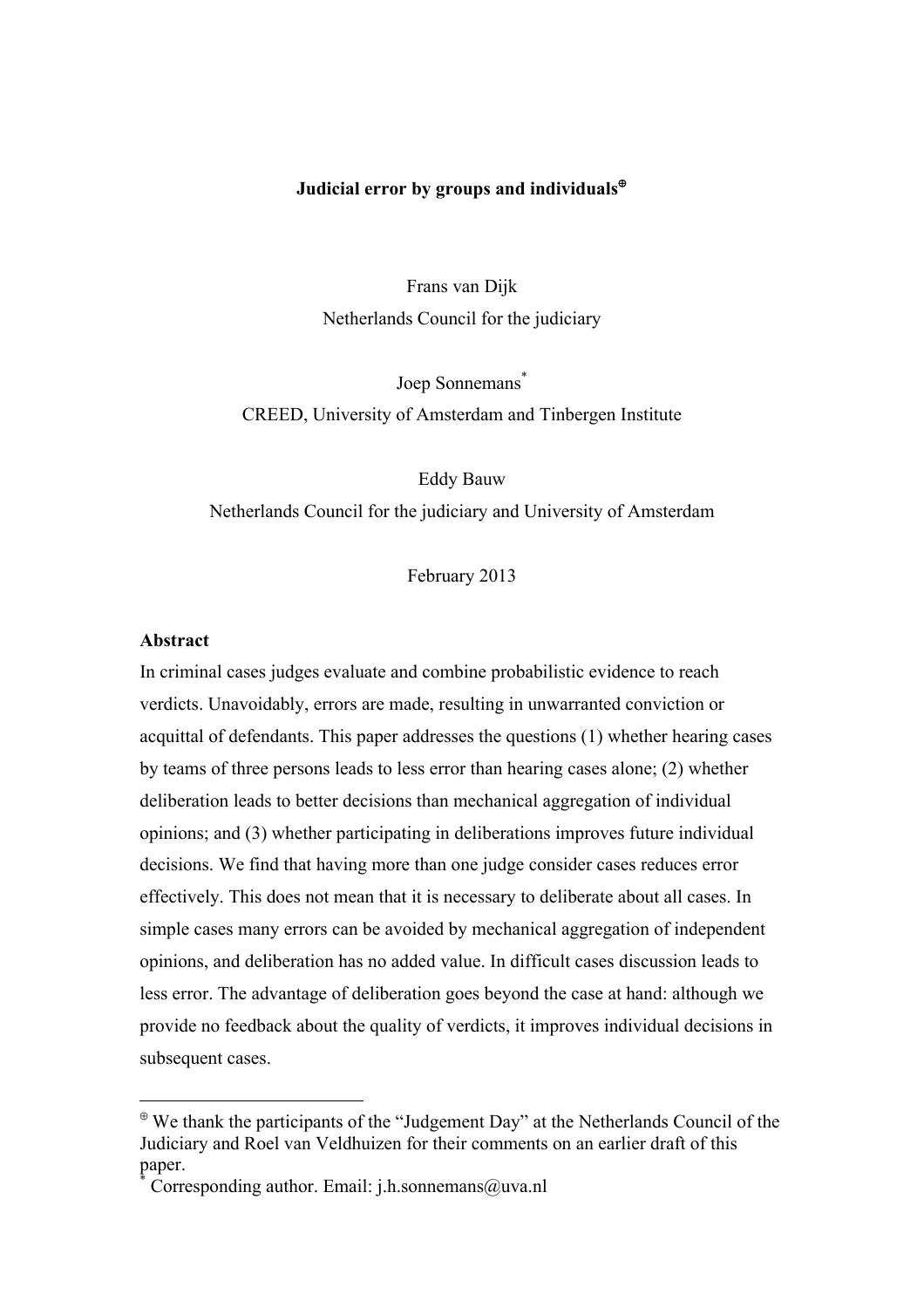**Judicial error by groups and individuals**[⊕]

Frans van Dijk
Netherlands Council for the judiciary

Joep Sonnemans[*]
CREED, University of Amsterdam and Tinbergen Institute

Eddy Bauw
Netherlands Council for the judiciary and University of Amsterdam

February 2013

**Abstract**

In criminal cases judges evaluate and combine probabilistic evidence to reach verdicts. Unavoidably, errors are made, resulting in unwarranted conviction or acquittal of defendants. This paper addresses the questions (1) whether hearing cases by teams of three persons leads to less error than hearing cases alone; (2) whether deliberation leads to better decisions than mechanical aggregation of individual opinions; and (3) whether participating in deliberations improves future individual decisions. We find that having more than one judge consider cases reduces error effectively. This does not mean that it is necessary to deliberate about all cases. In simple cases many errors can be avoided by mechanical aggregation of independent opinions, and deliberation has no added value. In difficult cases discussion leads to less error. The advantage of deliberation goes beyond the case at hand: although we provide no feedback about the quality of verdicts, it improves individual decisions in subsequent cases.

---

[⊕] We thank the participants of the "Judgement Day" at the Netherlands Council of the Judiciary and Roel van Veldhuizen for their comments on an earlier draft of this paper.

[*] Corresponding author. Email: j.h.sonnemans@uva.nl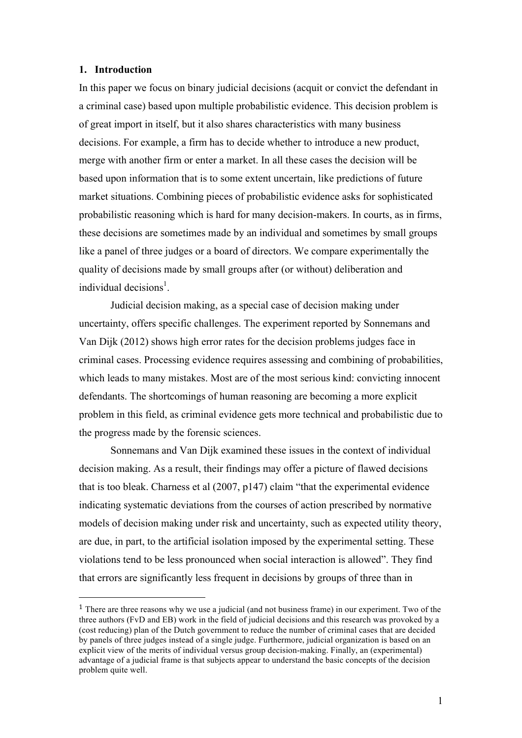## 1. Introduction

In this paper we focus on binary judicial decisions (acquit or convict the defendant in a criminal case) based upon multiple probabilistic evidence. This decision problem is of great import in itself, but it also shares characteristics with many business decisions. For example, a firm has to decide whether to introduce a new product, merge with another firm or enter a market. In all these cases the decision will be based upon information that is to some extent uncertain, like predictions of future market situations. Combining pieces of probabilistic evidence asks for sophisticated probabilistic reasoning which is hard for many decision-makers. In courts, as in firms, these decisions are sometimes made by an individual and sometimes by small groups like a panel of three judges or a board of directors. We compare experimentally the quality of decisions made by small groups after (or without) deliberation and individual decisions[1].

Judicial decision making, as a special case of decision making under uncertainty, offers specific challenges. The experiment reported by Sonnemans and Van Dijk (2012) shows high error rates for the decision problems judges face in criminal cases. Processing evidence requires assessing and combining of probabilities, which leads to many mistakes. Most are of the most serious kind: convicting innocent defendants. The shortcomings of human reasoning are becoming a more explicit problem in this field, as criminal evidence gets more technical and probabilistic due to the progress made by the forensic sciences.

Sonnemans and Van Dijk examined these issues in the context of individual decision making. As a result, their findings may offer a picture of flawed decisions that is too bleak. Charness et al (2007, p147) claim "that the experimental evidence indicating systematic deviations from the courses of action prescribed by normative models of decision making under risk and uncertainty, such as expected utility theory, are due, in part, to the artificial isolation imposed by the experimental setting. These violations tend to be less pronounced when social interaction is allowed". They find that errors are significantly less frequent in decisions by groups of three than in

[1] There are three reasons why we use a judicial (and not business frame) in our experiment. Two of the three authors (FvD and EB) work in the field of judicial decisions and this research was provoked by a (cost reducing) plan of the Dutch government to reduce the number of criminal cases that are decided by panels of three judges instead of a single judge. Furthermore, judicial organization is based on an explicit view of the merits of individual versus group decision-making. Finally, an (experimental) advantage of a judicial frame is that subjects appear to understand the basic concepts of the decision problem quite well.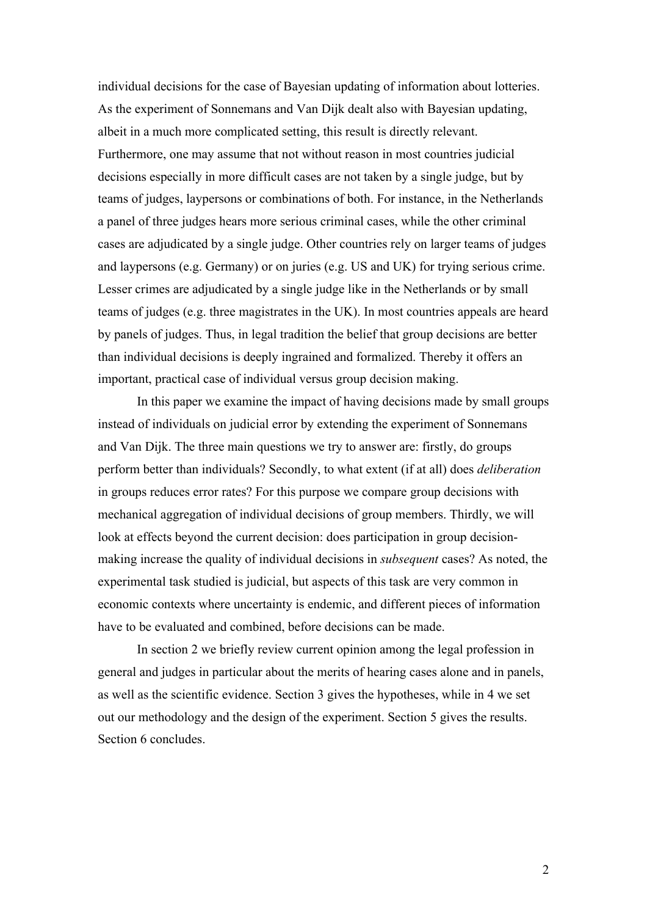individual decisions for the case of Bayesian updating of information about lotteries. As the experiment of Sonnemans and Van Dijk dealt also with Bayesian updating, albeit in a much more complicated setting, this result is directly relevant. Furthermore, one may assume that not without reason in most countries judicial decisions especially in more difficult cases are not taken by a single judge, but by teams of judges, laypersons or combinations of both. For instance, in the Netherlands a panel of three judges hears more serious criminal cases, while the other criminal cases are adjudicated by a single judge. Other countries rely on larger teams of judges and laypersons (e.g. Germany) or on juries (e.g. US and UK) for trying serious crime. Lesser crimes are adjudicated by a single judge like in the Netherlands or by small teams of judges (e.g. three magistrates in the UK). In most countries appeals are heard by panels of judges. Thus, in legal tradition the belief that group decisions are better than individual decisions is deeply ingrained and formalized. Thereby it offers an important, practical case of individual versus group decision making.

In this paper we examine the impact of having decisions made by small groups instead of individuals on judicial error by extending the experiment of Sonnemans and Van Dijk. The three main questions we try to answer are: firstly, do groups perform better than individuals? Secondly, to what extent (if at all) does *deliberation* in groups reduces error rates? For this purpose we compare group decisions with mechanical aggregation of individual decisions of group members. Thirdly, we will look at effects beyond the current decision: does participation in group decision-making increase the quality of individual decisions in *subsequent* cases? As noted, the experimental task studied is judicial, but aspects of this task are very common in economic contexts where uncertainty is endemic, and different pieces of information have to be evaluated and combined, before decisions can be made.

In section 2 we briefly review current opinion among the legal profession in general and judges in particular about the merits of hearing cases alone and in panels, as well as the scientific evidence. Section 3 gives the hypotheses, while in 4 we set out our methodology and the design of the experiment. Section 5 gives the results. Section 6 concludes.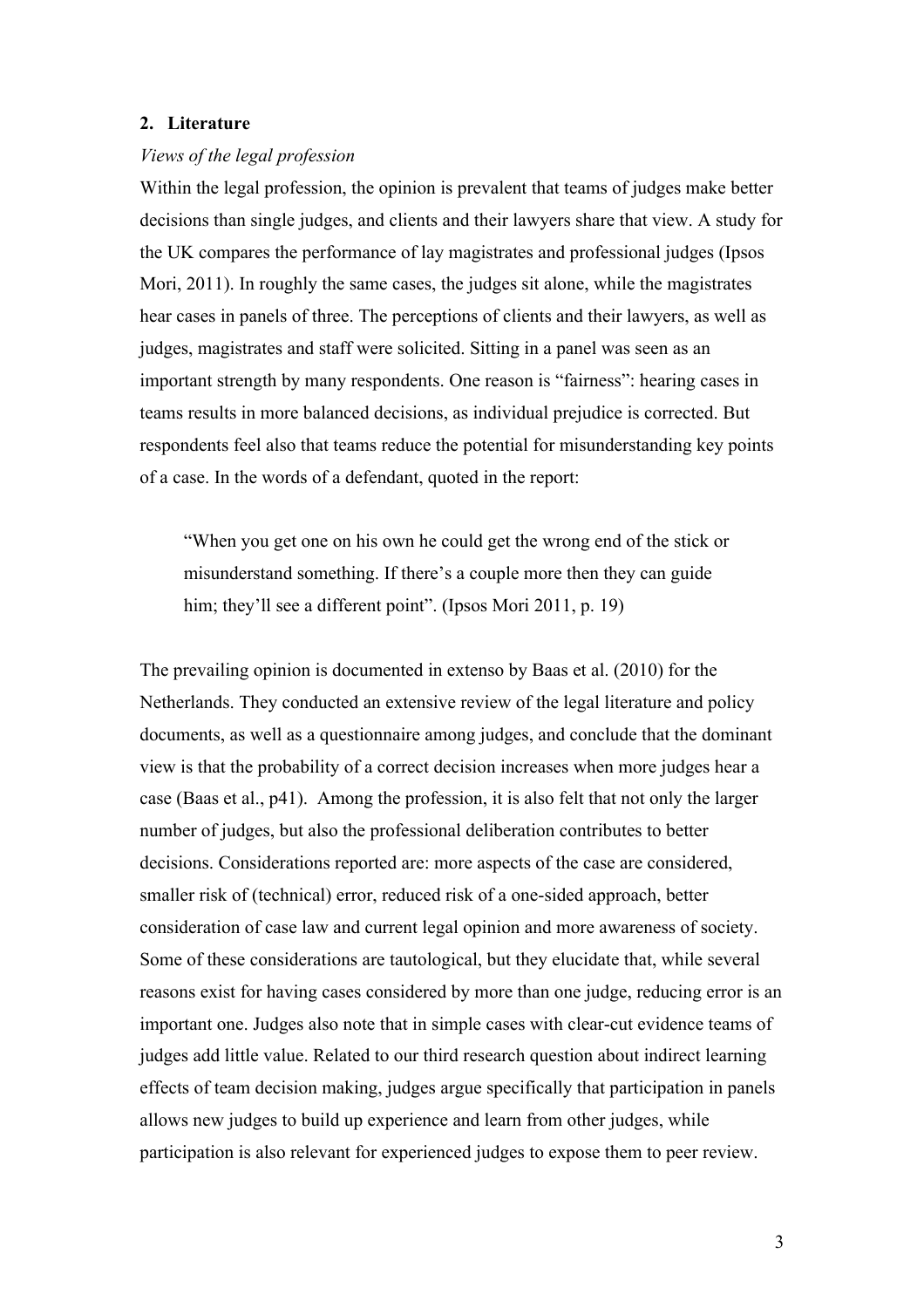## 2. Literature

*Views of the legal profession*

Within the legal profession, the opinion is prevalent that teams of judges make better decisions than single judges, and clients and their lawyers share that view. A study for the UK compares the performance of lay magistrates and professional judges (Ipsos Mori, 2011). In roughly the same cases, the judges sit alone, while the magistrates hear cases in panels of three. The perceptions of clients and their lawyers, as well as judges, magistrates and staff were solicited. Sitting in a panel was seen as an important strength by many respondents. One reason is "fairness": hearing cases in teams results in more balanced decisions, as individual prejudice is corrected. But respondents feel also that teams reduce the potential for misunderstanding key points of a case. In the words of a defendant, quoted in the report:

> "When you get one on his own he could get the wrong end of the stick or misunderstand something. If there's a couple more then they can guide him; they'll see a different point". (Ipsos Mori 2011, p. 19)

The prevailing opinion is documented in extenso by Baas et al. (2010) for the Netherlands. They conducted an extensive review of the legal literature and policy documents, as well as a questionnaire among judges, and conclude that the dominant view is that the probability of a correct decision increases when more judges hear a case (Baas et al., p41). Among the profession, it is also felt that not only the larger number of judges, but also the professional deliberation contributes to better decisions. Considerations reported are: more aspects of the case are considered, smaller risk of (technical) error, reduced risk of a one-sided approach, better consideration of case law and current legal opinion and more awareness of society. Some of these considerations are tautological, but they elucidate that, while several reasons exist for having cases considered by more than one judge, reducing error is an important one. Judges also note that in simple cases with clear-cut evidence teams of judges add little value. Related to our third research question about indirect learning effects of team decision making, judges argue specifically that participation in panels allows new judges to build up experience and learn from other judges, while participation is also relevant for experienced judges to expose them to peer review.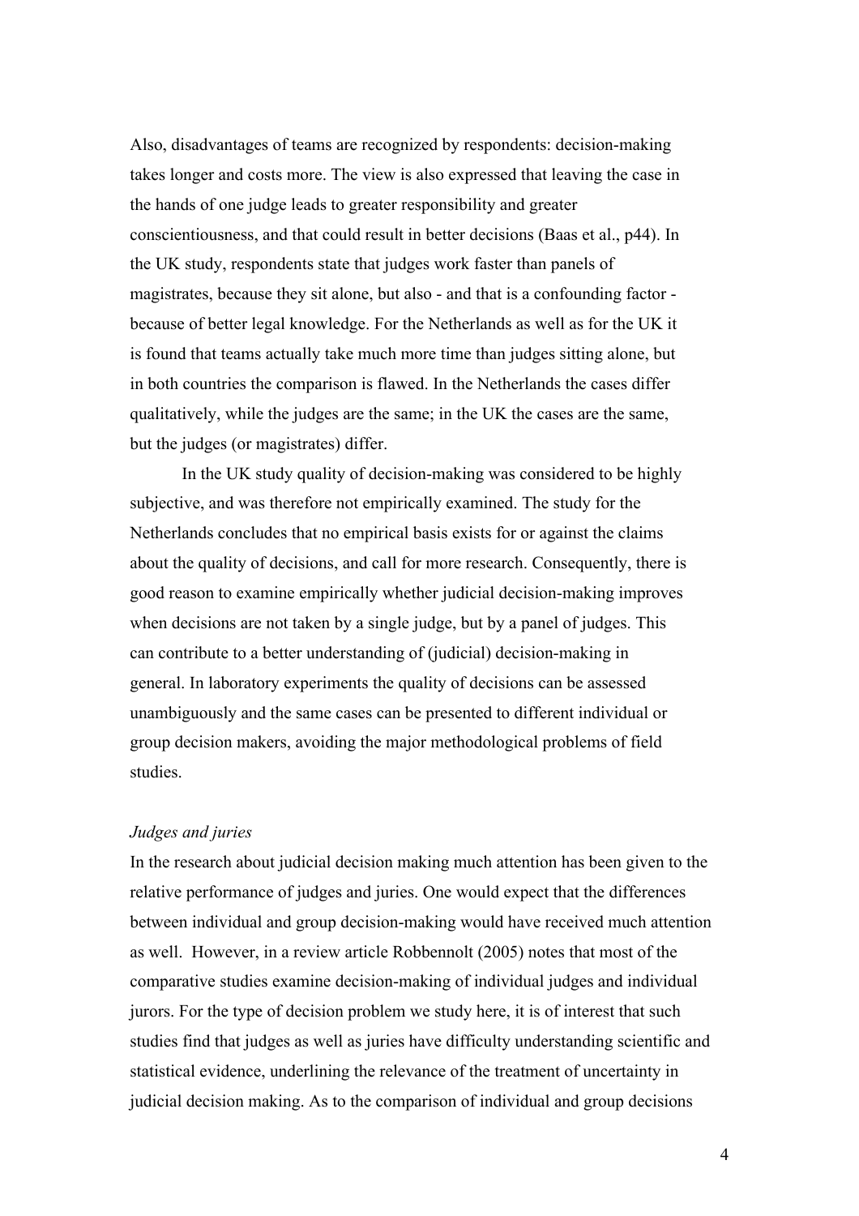Also, disadvantages of teams are recognized by respondents: decision-making takes longer and costs more. The view is also expressed that leaving the case in the hands of one judge leads to greater responsibility and greater conscientiousness, and that could result in better decisions (Baas et al., p44). In the UK study, respondents state that judges work faster than panels of magistrates, because they sit alone, but also - and that is a confounding factor - because of better legal knowledge. For the Netherlands as well as for the UK it is found that teams actually take much more time than judges sitting alone, but in both countries the comparison is flawed. In the Netherlands the cases differ qualitatively, while the judges are the same; in the UK the cases are the same, but the judges (or magistrates) differ.

In the UK study quality of decision-making was considered to be highly subjective, and was therefore not empirically examined. The study for the Netherlands concludes that no empirical basis exists for or against the claims about the quality of decisions, and call for more research. Consequently, there is good reason to examine empirically whether judicial decision-making improves when decisions are not taken by a single judge, but by a panel of judges. This can contribute to a better understanding of (judicial) decision-making in general. In laboratory experiments the quality of decisions can be assessed unambiguously and the same cases can be presented to different individual or group decision makers, avoiding the major methodological problems of field studies.

*Judges and juries*

In the research about judicial decision making much attention has been given to the relative performance of judges and juries. One would expect that the differences between individual and group decision-making would have received much attention as well. However, in a review article Robbennolt (2005) notes that most of the comparative studies examine decision-making of individual judges and individual jurors. For the type of decision problem we study here, it is of interest that such studies find that judges as well as juries have difficulty understanding scientific and statistical evidence, underlining the relevance of the treatment of uncertainty in judicial decision making. As to the comparison of individual and group decisions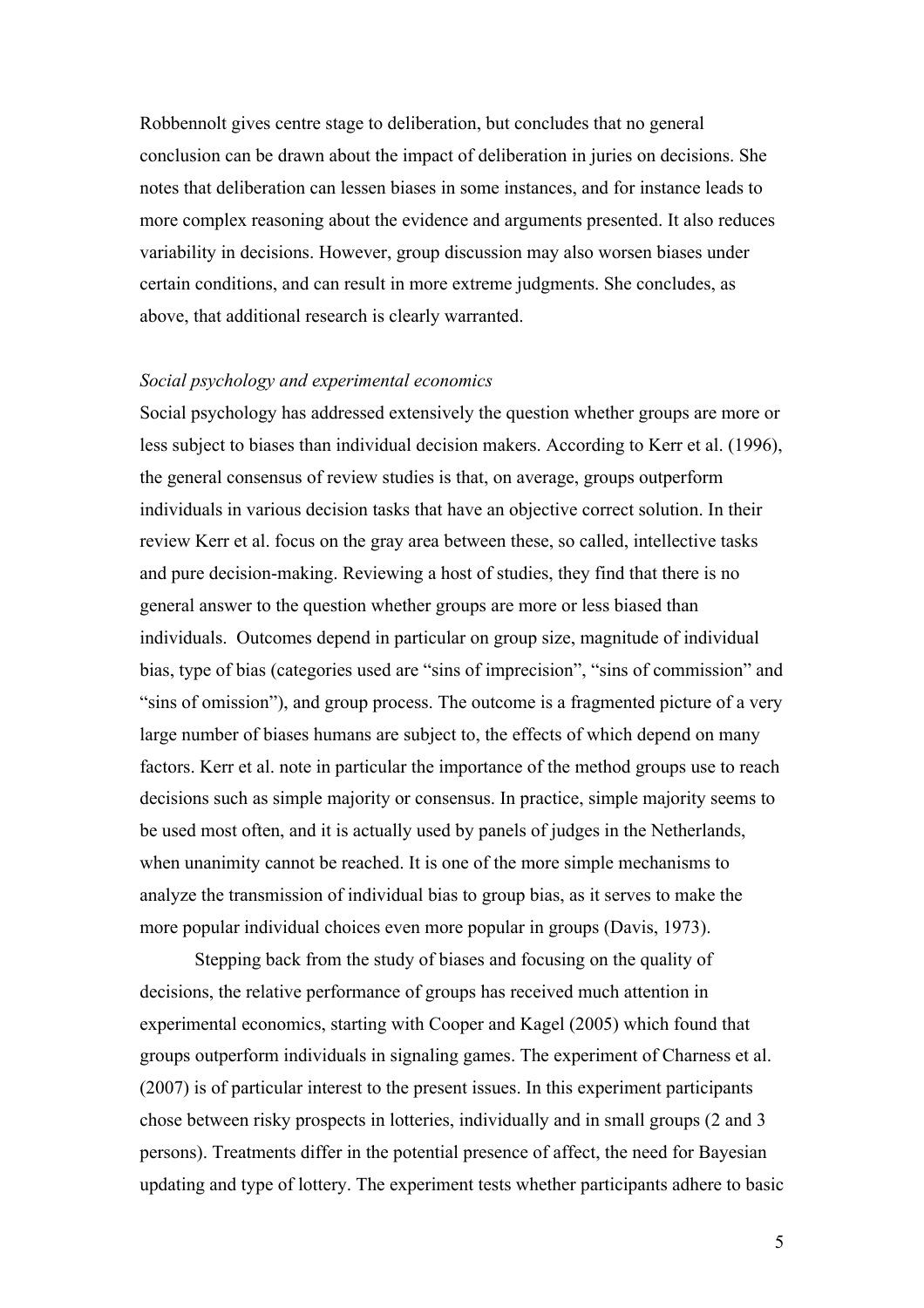Robbennolt gives centre stage to deliberation, but concludes that no general conclusion can be drawn about the impact of deliberation in juries on decisions. She notes that deliberation can lessen biases in some instances, and for instance leads to more complex reasoning about the evidence and arguments presented. It also reduces variability in decisions. However, group discussion may also worsen biases under certain conditions, and can result in more extreme judgments. She concludes, as above, that additional research is clearly warranted.

*Social psychology and experimental economics*

Social psychology has addressed extensively the question whether groups are more or less subject to biases than individual decision makers. According to Kerr et al. (1996), the general consensus of review studies is that, on average, groups outperform individuals in various decision tasks that have an objective correct solution. In their review Kerr et al. focus on the gray area between these, so called, intellective tasks and pure decision-making. Reviewing a host of studies, they find that there is no general answer to the question whether groups are more or less biased than individuals. Outcomes depend in particular on group size, magnitude of individual bias, type of bias (categories used are "sins of imprecision", "sins of commission" and "sins of omission"), and group process. The outcome is a fragmented picture of a very large number of biases humans are subject to, the effects of which depend on many factors. Kerr et al. note in particular the importance of the method groups use to reach decisions such as simple majority or consensus. In practice, simple majority seems to be used most often, and it is actually used by panels of judges in the Netherlands, when unanimity cannot be reached. It is one of the more simple mechanisms to analyze the transmission of individual bias to group bias, as it serves to make the more popular individual choices even more popular in groups (Davis, 1973).

Stepping back from the study of biases and focusing on the quality of decisions, the relative performance of groups has received much attention in experimental economics, starting with Cooper and Kagel (2005) which found that groups outperform individuals in signaling games. The experiment of Charness et al. (2007) is of particular interest to the present issues. In this experiment participants chose between risky prospects in lotteries, individually and in small groups (2 and 3 persons). Treatments differ in the potential presence of affect, the need for Bayesian updating and type of lottery. The experiment tests whether participants adhere to basic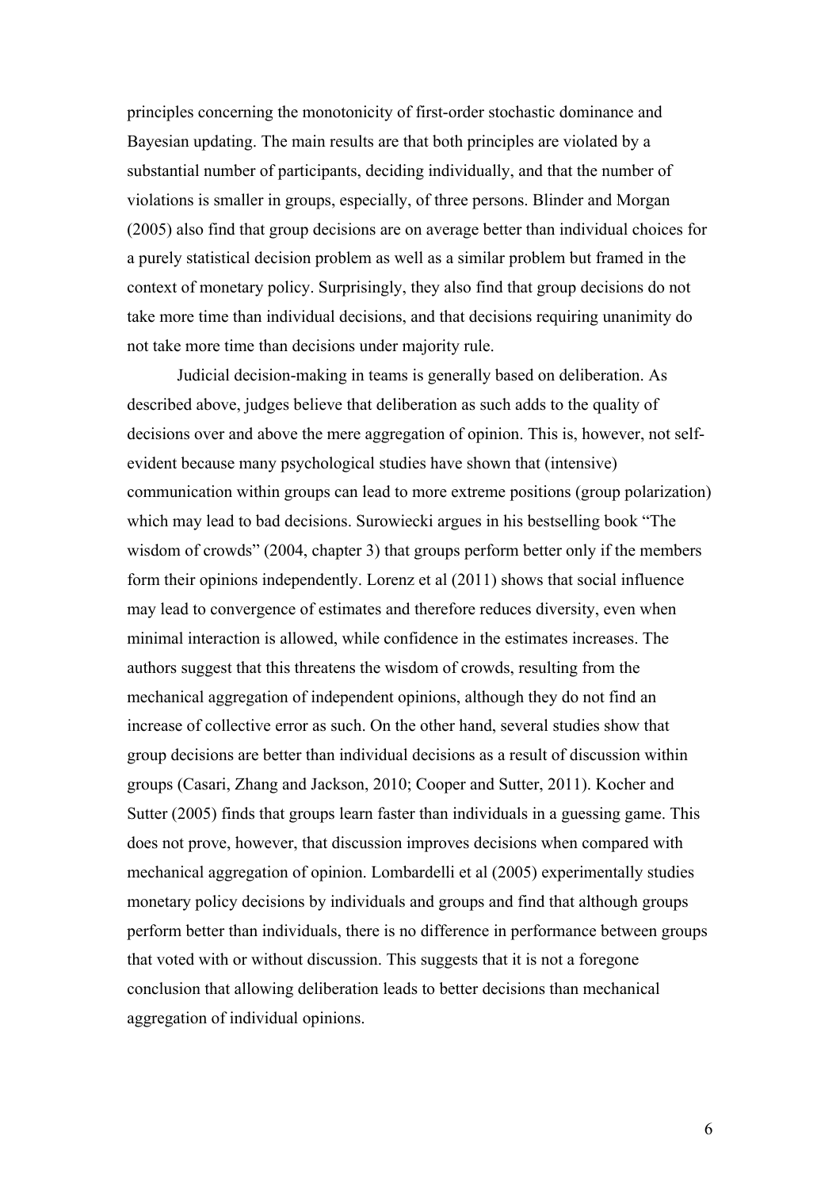principles concerning the monotonicity of first-order stochastic dominance and Bayesian updating. The main results are that both principles are violated by a substantial number of participants, deciding individually, and that the number of violations is smaller in groups, especially, of three persons. Blinder and Morgan (2005) also find that group decisions are on average better than individual choices for a purely statistical decision problem as well as a similar problem but framed in the context of monetary policy. Surprisingly, they also find that group decisions do not take more time than individual decisions, and that decisions requiring unanimity do not take more time than decisions under majority rule.

Judicial decision-making in teams is generally based on deliberation. As described above, judges believe that deliberation as such adds to the quality of decisions over and above the mere aggregation of opinion. This is, however, not self-evident because many psychological studies have shown that (intensive) communication within groups can lead to more extreme positions (group polarization) which may lead to bad decisions. Surowiecki argues in his bestselling book "The wisdom of crowds" (2004, chapter 3) that groups perform better only if the members form their opinions independently. Lorenz et al (2011) shows that social influence may lead to convergence of estimates and therefore reduces diversity, even when minimal interaction is allowed, while confidence in the estimates increases. The authors suggest that this threatens the wisdom of crowds, resulting from the mechanical aggregation of independent opinions, although they do not find an increase of collective error as such. On the other hand, several studies show that group decisions are better than individual decisions as a result of discussion within groups (Casari, Zhang and Jackson, 2010; Cooper and Sutter, 2011). Kocher and Sutter (2005) finds that groups learn faster than individuals in a guessing game. This does not prove, however, that discussion improves decisions when compared with mechanical aggregation of opinion. Lombardelli et al (2005) experimentally studies monetary policy decisions by individuals and groups and find that although groups perform better than individuals, there is no difference in performance between groups that voted with or without discussion. This suggests that it is not a foregone conclusion that allowing deliberation leads to better decisions than mechanical aggregation of individual opinions.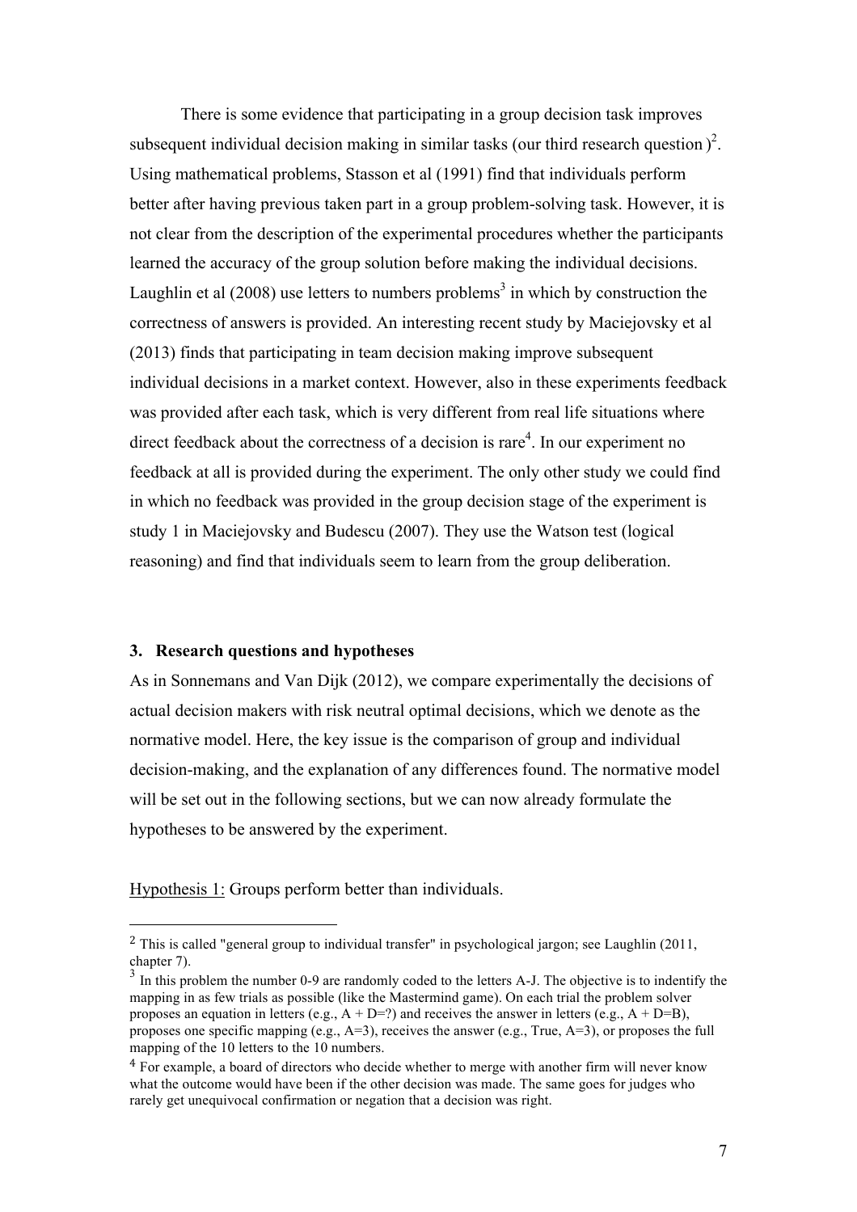There is some evidence that participating in a group decision task improves subsequent individual decision making in similar tasks (our third research question )[2]. Using mathematical problems, Stasson et al (1991) find that individuals perform better after having previous taken part in a group problem-solving task. However, it is not clear from the description of the experimental procedures whether the participants learned the accuracy of the group solution before making the individual decisions. Laughlin et al (2008) use letters to numbers problems[3] in which by construction the correctness of answers is provided. An interesting recent study by Maciejovsky et al (2013) finds that participating in team decision making improve subsequent individual decisions in a market context. However, also in these experiments feedback was provided after each task, which is very different from real life situations where direct feedback about the correctness of a decision is rare[4]. In our experiment no feedback at all is provided during the experiment. The only other study we could find in which no feedback was provided in the group decision stage of the experiment is study 1 in Maciejovsky and Budescu (2007). They use the Watson test (logical reasoning) and find that individuals seem to learn from the group deliberation.

## 3. Research questions and hypotheses

As in Sonnemans and Van Dijk (2012), we compare experimentally the decisions of actual decision makers with risk neutral optimal decisions, which we denote as the normative model. Here, the key issue is the comparison of group and individual decision-making, and the explanation of any differences found. The normative model will be set out in the following sections, but we can now already formulate the hypotheses to be answered by the experiment.

Hypothesis 1: Groups perform better than individuals.

---

[2] This is called "general group to individual transfer" in psychological jargon; see Laughlin (2011, chapter 7).

[3] In this problem the number 0-9 are randomly coded to the letters A-J. The objective is to indentify the mapping in as few trials as possible (like the Mastermind game). On each trial the problem solver proposes an equation in letters (e.g., A + D=?) and receives the answer in letters (e.g., A + D=B), proposes one specific mapping (e.g., A=3), receives the answer (e.g., True, A=3), or proposes the full mapping of the 10 letters to the 10 numbers.

[4] For example, a board of directors who decide whether to merge with another firm will never know what the outcome would have been if the other decision was made. The same goes for judges who rarely get unequivocal confirmation or negation that a decision was right.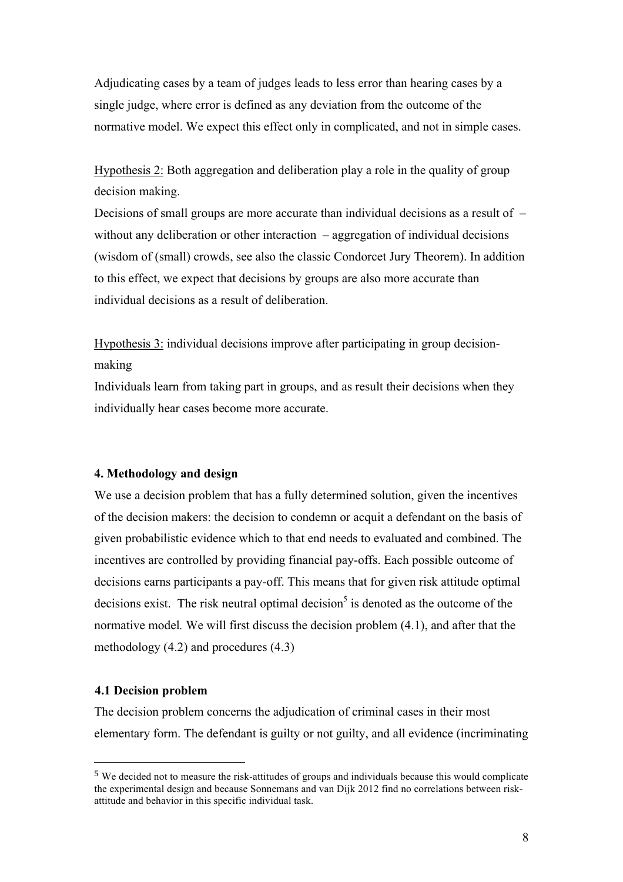Adjudicating cases by a team of judges leads to less error than hearing cases by a single judge, where error is defined as any deviation from the outcome of the normative model. We expect this effect only in complicated, and not in simple cases.

Hypothesis 2: Both aggregation and deliberation play a role in the quality of group decision making.
Decisions of small groups are more accurate than individual decisions as a result of – without any deliberation or other interaction – aggregation of individual decisions (wisdom of (small) crowds, see also the classic Condorcet Jury Theorem). In addition to this effect, we expect that decisions by groups are also more accurate than individual decisions as a result of deliberation.

Hypothesis 3: individual decisions improve after participating in group decision-making
Individuals learn from taking part in groups, and as result their decisions when they individually hear cases become more accurate.

### 4. Methodology and design

We use a decision problem that has a fully determined solution, given the incentives of the decision makers: the decision to condemn or acquit a defendant on the basis of given probabilistic evidence which to that end needs to evaluated and combined. The incentives are controlled by providing financial pay-offs. Each possible outcome of decisions earns participants a pay-off. This means that for given risk attitude optimal decisions exist. The risk neutral optimal decision[5] is denoted as the outcome of the normative model*.* We will first discuss the decision problem (4.1), and after that the methodology (4.2) and procedures (4.3)

#### 4.1 Decision problem

The decision problem concerns the adjudication of criminal cases in their most elementary form. The defendant is guilty or not guilty, and all evidence (incriminating

[5] We decided not to measure the risk-attitudes of groups and individuals because this would complicate the experimental design and because Sonnemans and van Dijk 2012 find no correlations between risk-attitude and behavior in this specific individual task.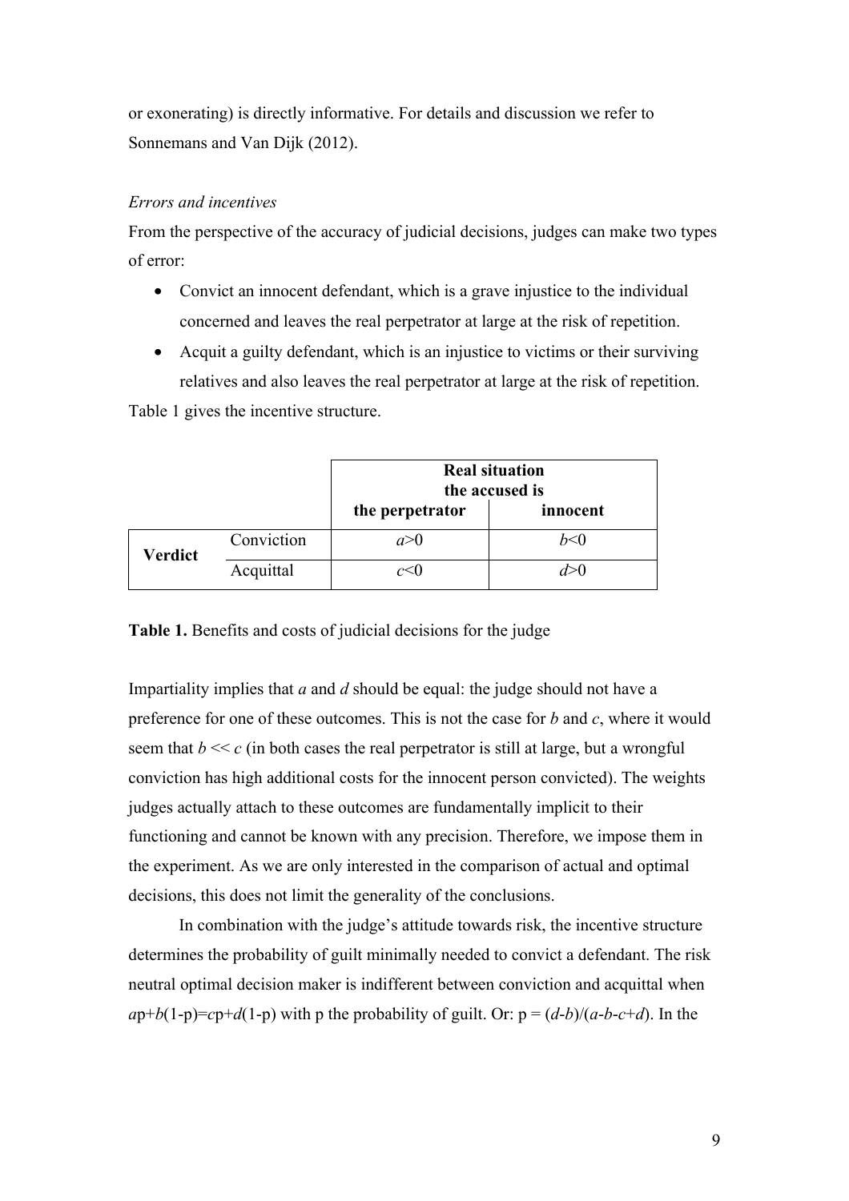or exonerating) is directly informative. For details and discussion we refer to Sonnemans and Van Dijk (2012).

*Errors and incentives*

From the perspective of the accuracy of judicial decisions, judges can make two types of error:

- Convict an innocent defendant, which is a grave injustice to the individual concerned and leaves the real perpetrator at large at the risk of repetition.
- Acquit a guilty defendant, which is an injustice to victims or their surviving relatives and also leaves the real perpetrator at large at the risk of repetition.

Table 1 gives the incentive structure.

| | | **Real situation the accused is** | |
|---|---|---|---|
| | | **the perpetrator** | **innocent** |
| **Verdict** | Conviction | $a>0$ | $b<0$ |
| | Acquittal | $c<0$ | $d>0$ |

**Table 1.** Benefits and costs of judicial decisions for the judge

Impartiality implies that $a$ and $d$ should be equal: the judge should not have a preference for one of these outcomes. This is not the case for $b$ and $c$, where it would seem that $b \ll c$ (in both cases the real perpetrator is still at large, but a wrongful conviction has high additional costs for the innocent person convicted). The weights judges actually attach to these outcomes are fundamentally implicit to their functioning and cannot be known with any precision. Therefore, we impose them in the experiment. As we are only interested in the comparison of actual and optimal decisions, this does not limit the generality of the conclusions.

In combination with the judge's attitude towards risk, the incentive structure determines the probability of guilt minimally needed to convict a defendant. The risk neutral optimal decision maker is indifferent between conviction and acquittal when $ap+b(1-p)=cp+d(1-p)$ with p the probability of guilt. Or: $p = (d-b)/(a-b-c+d)$. In the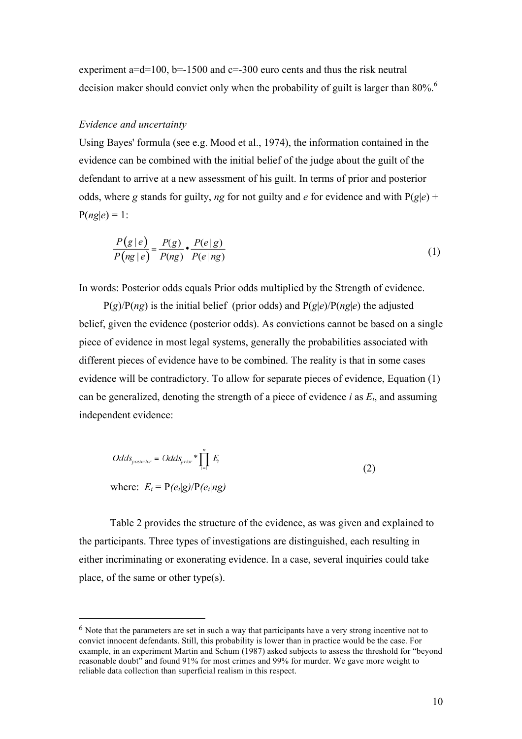experiment a=d=100, b=-1500 and c=-300 euro cents and thus the risk neutral decision maker should convict only when the probability of guilt is larger than 80%.[6]

*Evidence and uncertainty*

Using Bayes' formula (see e.g. Mood et al., 1974), the information contained in the evidence can be combined with the initial belief of the judge about the guilt of the defendant to arrive at a new assessment of his guilt. In terms of prior and posterior odds, where *g* stands for guilty, *ng* for not guilty and *e* for evidence and with P(*g*|*e*) + P(*ng*|*e*) = 1:

$$\frac{P(g \mid e)}{P(ng \mid e)} = \frac{P(g)}{P(ng)} \cdot \frac{P(e \mid g)}{P(e \mid ng)} \tag{1}$$

In words: Posterior odds equals Prior odds multiplied by the Strength of evidence.

P(*g*)/P(*ng*) is the initial belief (prior odds) and P(*g*|*e*)/P(*ng*|*e*) the adjusted belief, given the evidence (posterior odds). As convictions cannot be based on a single piece of evidence in most legal systems, generally the probabilities associated with different pieces of evidence have to be combined. The reality is that in some cases evidence will be contradictory. To allow for separate pieces of evidence, Equation (1) can be generalized, denoting the strength of a piece of evidence *i* as $E_i$, and assuming independent evidence:

$$Odds_{posterior} = Odds_{prior} * \prod_{i=1}^{n} E_i \tag{2}$$

where: $E_i = P(e_i|g)/P(e_i|ng)$

Table 2 provides the structure of the evidence, as was given and explained to the participants. Three types of investigations are distinguished, each resulting in either incriminating or exonerating evidence. In a case, several inquiries could take place, of the same or other type(s).

---

[6] Note that the parameters are set in such a way that participants have a very strong incentive not to convict innocent defendants. Still, this probability is lower than in practice would be the case. For example, in an experiment Martin and Schum (1987) asked subjects to assess the threshold for "beyond reasonable doubt" and found 91% for most crimes and 99% for murder. We gave more weight to reliable data collection than superficial realism in this respect.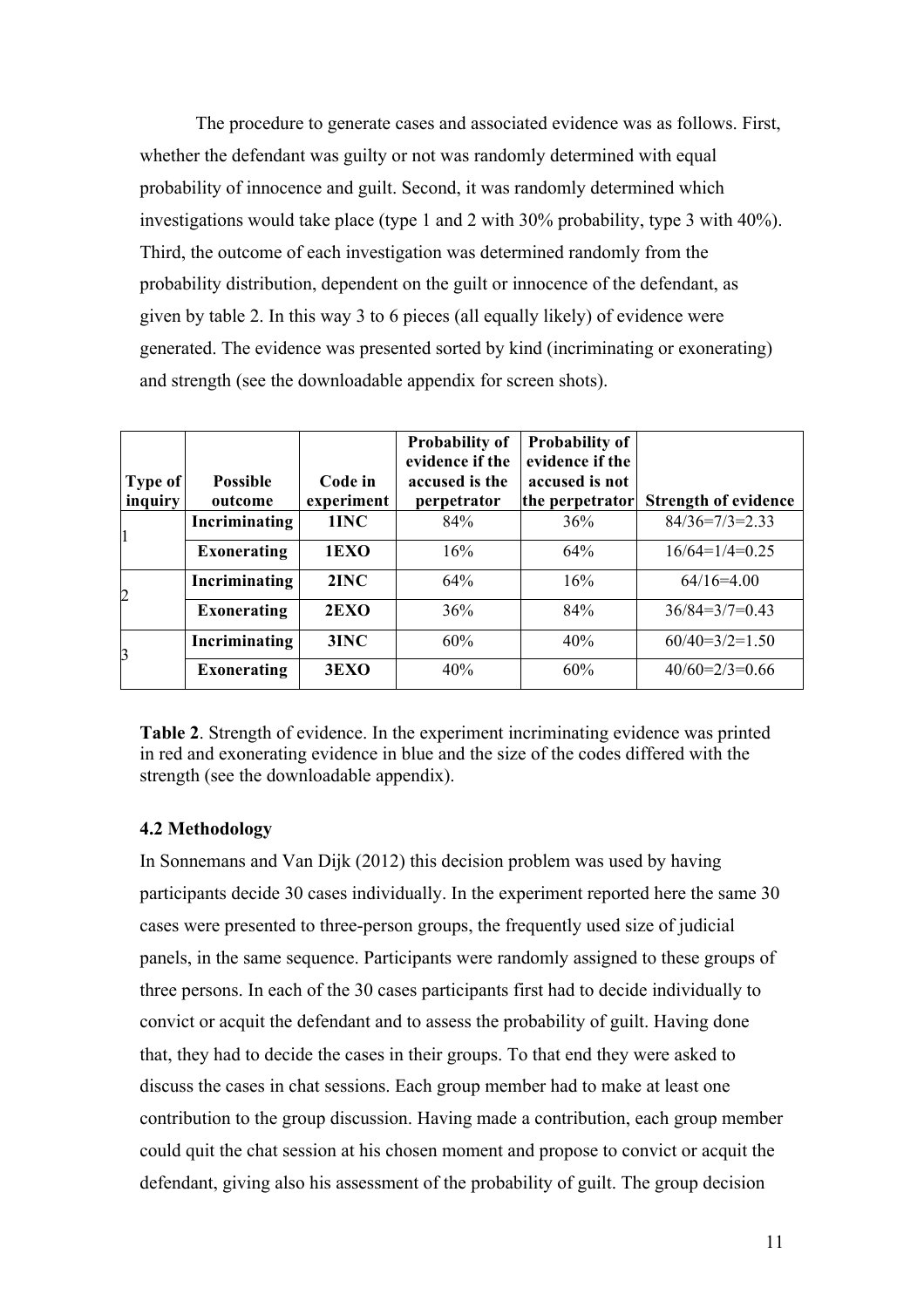The procedure to generate cases and associated evidence was as follows. First, whether the defendant was guilty or not was randomly determined with equal probability of innocence and guilt. Second, it was randomly determined which investigations would take place (type 1 and 2 with 30% probability, type 3 with 40%). Third, the outcome of each investigation was determined randomly from the probability distribution, dependent on the guilt or innocence of the defendant, as given by table 2. In this way 3 to 6 pieces (all equally likely) of evidence were generated. The evidence was presented sorted by kind (incriminating or exonerating) and strength (see the downloadable appendix for screen shots).

| Type of inquiry | Possible outcome | Code in experiment | Probability of evidence if the accused is the perpetrator | Probability of evidence if the accused is not the perpetrator | Strength of evidence |
|---|---|---|---|---|---|
| 1 | **Incriminating** | **1INC** | 84% | 36% | 84/36=7/3=2.33 |
| | **Exonerating** | **1EXO** | 16% | 64% | 16/64=1/4=0.25 |
| 2 | **Incriminating** | **2INC** | 64% | 16% | 64/16=4.00 |
| | **Exonerating** | **2EXO** | 36% | 84% | 36/84=3/7=0.43 |
| 3 | **Incriminating** | **3INC** | 60% | 40% | 60/40=3/2=1.50 |
| | **Exonerating** | **3EXO** | 40% | 60% | 40/60=2/3=0.66 |

**Table 2**. Strength of evidence. In the experiment incriminating evidence was printed in red and exonerating evidence in blue and the size of the codes differed with the strength (see the downloadable appendix).

### 4.2 Methodology

In Sonnemans and Van Dijk (2012) this decision problem was used by having participants decide 30 cases individually. In the experiment reported here the same 30 cases were presented to three-person groups, the frequently used size of judicial panels, in the same sequence. Participants were randomly assigned to these groups of three persons. In each of the 30 cases participants first had to decide individually to convict or acquit the defendant and to assess the probability of guilt. Having done that, they had to decide the cases in their groups. To that end they were asked to discuss the cases in chat sessions. Each group member had to make at least one contribution to the group discussion. Having made a contribution, each group member could quit the chat session at his chosen moment and propose to convict or acquit the defendant, giving also his assessment of the probability of guilt. The group decision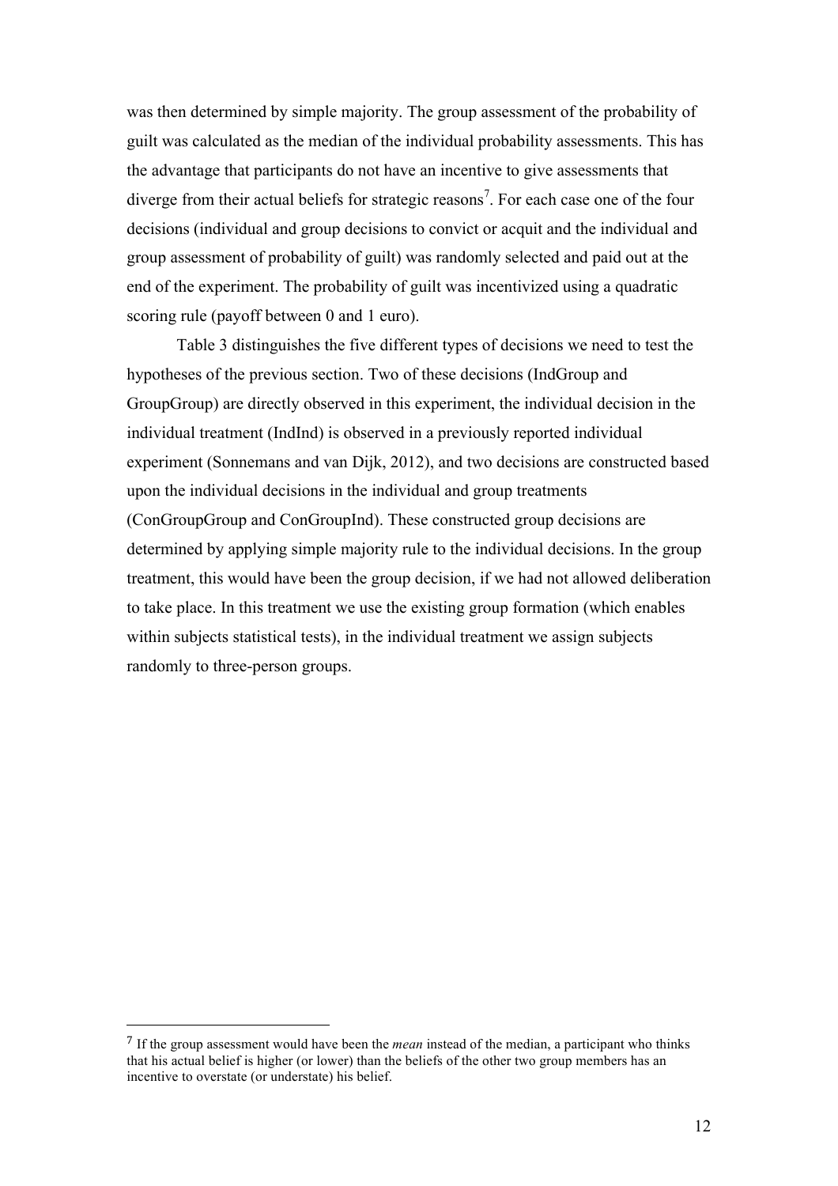was then determined by simple majority. The group assessment of the probability of guilt was calculated as the median of the individual probability assessments. This has the advantage that participants do not have an incentive to give assessments that diverge from their actual beliefs for strategic reasons[7]. For each case one of the four decisions (individual and group decisions to convict or acquit and the individual and group assessment of probability of guilt) was randomly selected and paid out at the end of the experiment. The probability of guilt was incentivized using a quadratic scoring rule (payoff between 0 and 1 euro).

Table 3 distinguishes the five different types of decisions we need to test the hypotheses of the previous section. Two of these decisions (IndGroup and GroupGroup) are directly observed in this experiment, the individual decision in the individual treatment (IndInd) is observed in a previously reported individual experiment (Sonnemans and van Dijk, 2012), and two decisions are constructed based upon the individual decisions in the individual and group treatments (ConGroupGroup and ConGroupInd). These constructed group decisions are determined by applying simple majority rule to the individual decisions. In the group treatment, this would have been the group decision, if we had not allowed deliberation to take place. In this treatment we use the existing group formation (which enables within subjects statistical tests), in the individual treatment we assign subjects randomly to three-person groups.

[7] If the group assessment would have been the *mean* instead of the median, a participant who thinks that his actual belief is higher (or lower) than the beliefs of the other two group members has an incentive to overstate (or understate) his belief.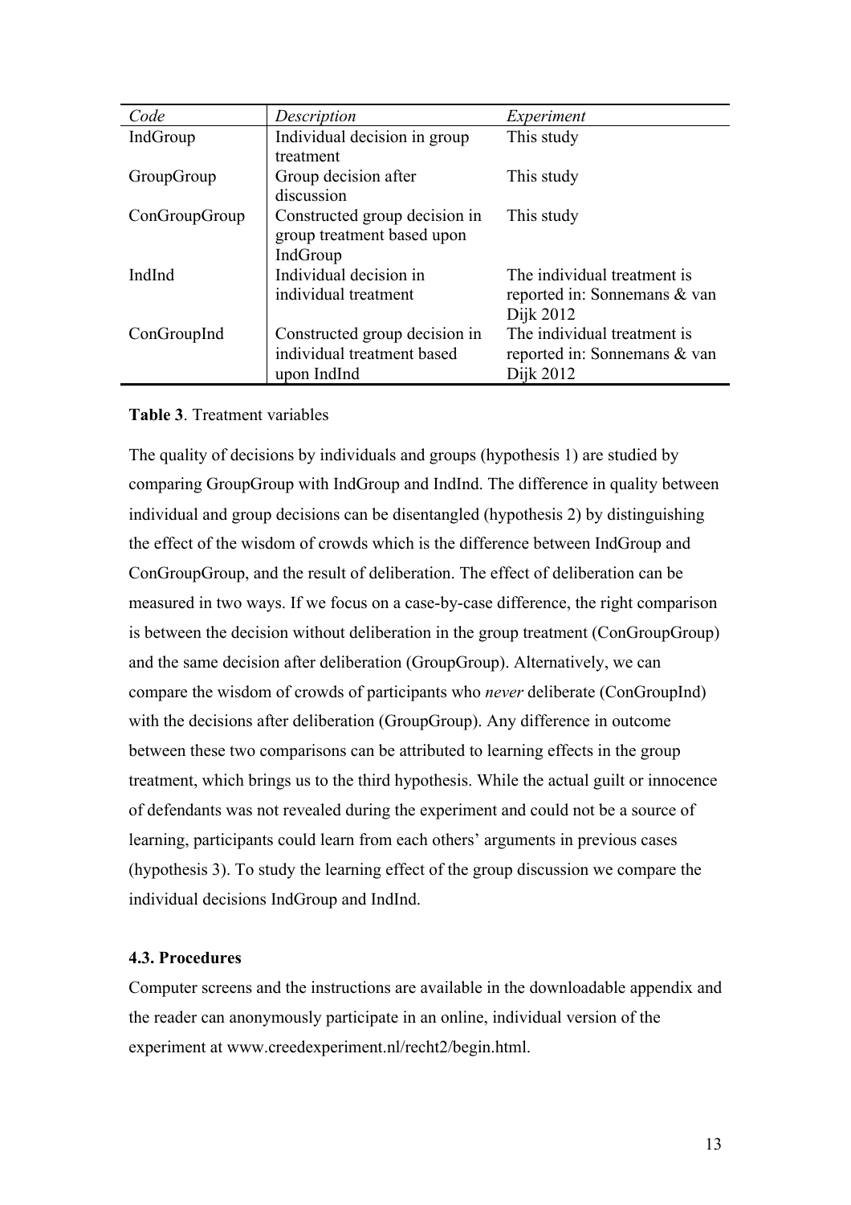| *Code* | *Description* | *Experiment* |
|---|---|---|
| IndGroup | Individual decision in group treatment | This study |
| GroupGroup | Group decision after discussion | This study |
| ConGroupGroup | Constructed group decision in group treatment based upon IndGroup | This study |
| IndInd | Individual decision in individual treatment | The individual treatment is reported in: Sonnemans & van Dijk 2012 |
| ConGroupInd | Constructed group decision in individual treatment based upon IndInd | The individual treatment is reported in: Sonnemans & van Dijk 2012 |

**Table 3**. Treatment variables

The quality of decisions by individuals and groups (hypothesis 1) are studied by comparing GroupGroup with IndGroup and IndInd. The difference in quality between individual and group decisions can be disentangled (hypothesis 2) by distinguishing the effect of the wisdom of crowds which is the difference between IndGroup and ConGroupGroup, and the result of deliberation. The effect of deliberation can be measured in two ways. If we focus on a case-by-case difference, the right comparison is between the decision without deliberation in the group treatment (ConGroupGroup) and the same decision after deliberation (GroupGroup). Alternatively, we can compare the wisdom of crowds of participants who *never* deliberate (ConGroupInd) with the decisions after deliberation (GroupGroup). Any difference in outcome between these two comparisons can be attributed to learning effects in the group treatment, which brings us to the third hypothesis. While the actual guilt or innocence of defendants was not revealed during the experiment and could not be a source of learning, participants could learn from each others' arguments in previous cases (hypothesis 3). To study the learning effect of the group discussion we compare the individual decisions IndGroup and IndInd.

### 4.3. Procedures

Computer screens and the instructions are available in the downloadable appendix and the reader can anonymously participate in an online, individual version of the experiment at www.creedexperiment.nl/recht2/begin.html.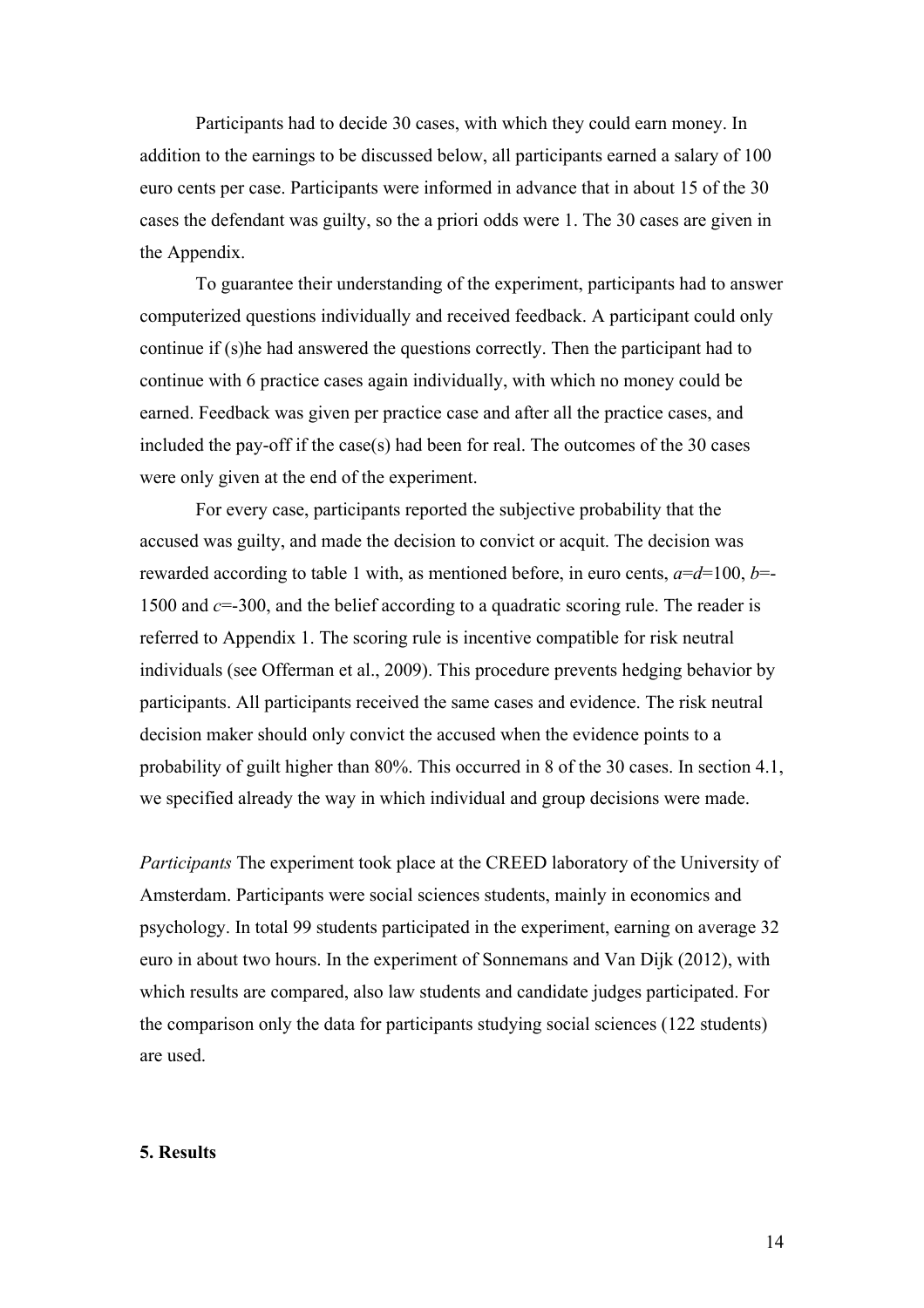Participants had to decide 30 cases, with which they could earn money. In addition to the earnings to be discussed below, all participants earned a salary of 100 euro cents per case. Participants were informed in advance that in about 15 of the 30 cases the defendant was guilty, so the a priori odds were 1. The 30 cases are given in the Appendix.

To guarantee their understanding of the experiment, participants had to answer computerized questions individually and received feedback. A participant could only continue if (s)he had answered the questions correctly. Then the participant had to continue with 6 practice cases again individually, with which no money could be earned. Feedback was given per practice case and after all the practice cases, and included the pay-off if the case(s) had been for real. The outcomes of the 30 cases were only given at the end of the experiment.

For every case, participants reported the subjective probability that the accused was guilty, and made the decision to convict or acquit. The decision was rewarded according to table 1 with, as mentioned before, in euro cents, $a=d=100$, $b=-1500$ and $c=-300$, and the belief according to a quadratic scoring rule. The reader is referred to Appendix 1. The scoring rule is incentive compatible for risk neutral individuals (see Offerman et al., 2009). This procedure prevents hedging behavior by participants. All participants received the same cases and evidence. The risk neutral decision maker should only convict the accused when the evidence points to a probability of guilt higher than 80%. This occurred in 8 of the 30 cases. In section 4.1, we specified already the way in which individual and group decisions were made.

*Participants* The experiment took place at the CREED laboratory of the University of Amsterdam. Participants were social sciences students, mainly in economics and psychology. In total 99 students participated in the experiment, earning on average 32 euro in about two hours. In the experiment of Sonnemans and Van Dijk (2012), with which results are compared, also law students and candidate judges participated. For the comparison only the data for participants studying social sciences (122 students) are used.

## 5. Results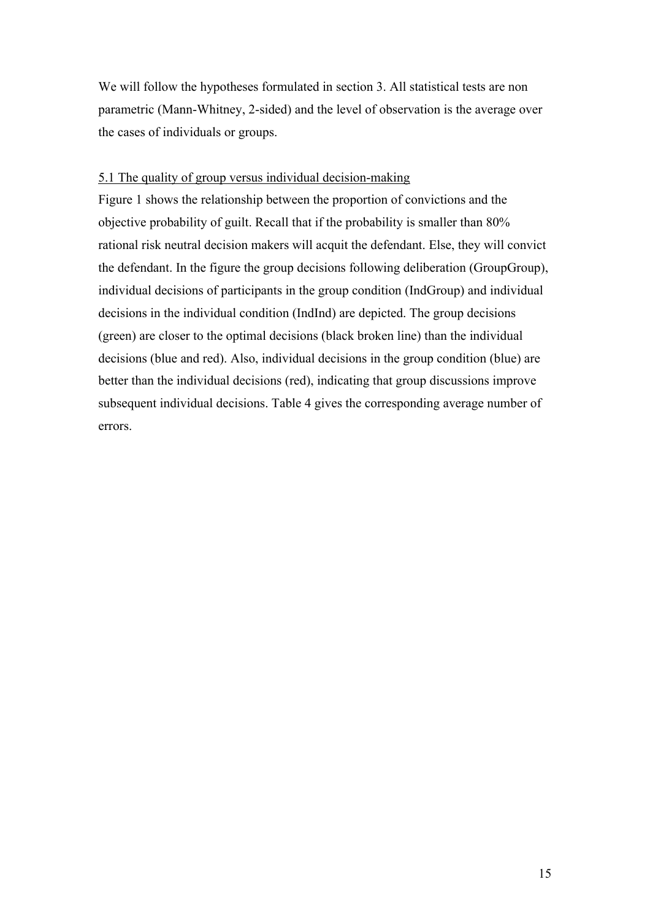We will follow the hypotheses formulated in section 3. All statistical tests are non parametric (Mann-Whitney, 2-sided) and the level of observation is the average over the cases of individuals or groups.

### 5.1 The quality of group versus individual decision-making

Figure 1 shows the relationship between the proportion of convictions and the objective probability of guilt. Recall that if the probability is smaller than 80% rational risk neutral decision makers will acquit the defendant. Else, they will convict the defendant. In the figure the group decisions following deliberation (GroupGroup), individual decisions of participants in the group condition (IndGroup) and individual decisions in the individual condition (IndInd) are depicted. The group decisions (green) are closer to the optimal decisions (black broken line) than the individual decisions (blue and red). Also, individual decisions in the group condition (blue) are better than the individual decisions (red), indicating that group discussions improve subsequent individual decisions. Table 4 gives the corresponding average number of errors.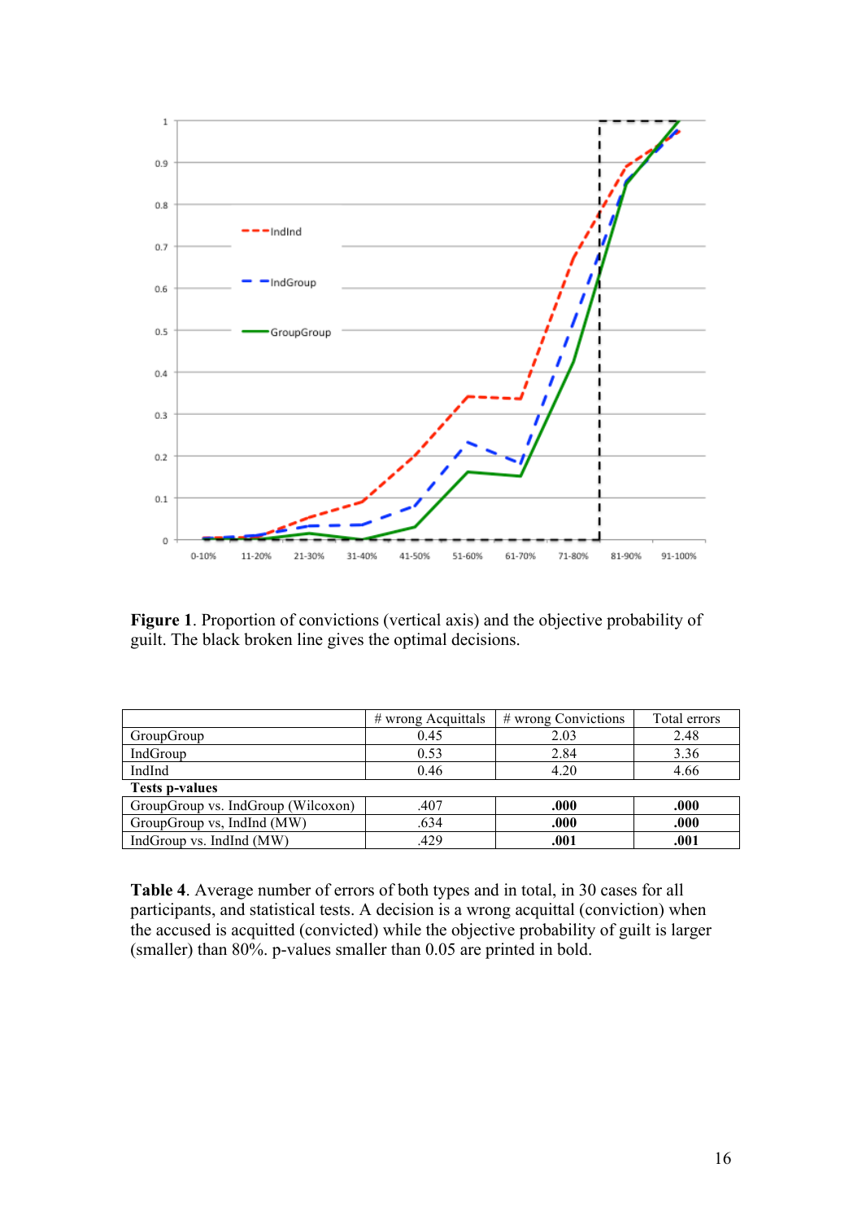**Figure 1**. Proportion of convictions (vertical axis) and the objective probability of guilt. The black broken line gives the optimal decisions.

| | # wrong Acquittals | # wrong Convictions | Total errors |
|---|---|---|---|
| GroupGroup | 0.45 | 2.03 | 2.48 |
| IndGroup | 0.53 | 2.84 | 3.36 |
| IndInd | 0.46 | 4.20 | 4.66 |
| **Tests p-values** | | | |
| GroupGroup vs. IndGroup (Wilcoxon) | .407 | **.000** | **.000** |
| GroupGroup vs, IndInd (MW) | .634 | **.000** | **.000** |
| IndGroup vs. IndInd (MW) | .429 | **.001** | **.001** |

**Table 4**. Average number of errors of both types and in total, in 30 cases for all participants, and statistical tests. A decision is a wrong acquittal (conviction) when the accused is acquitted (convicted) while the objective probability of guilt is larger (smaller) than 80%. p-values smaller than 0.05 are printed in bold.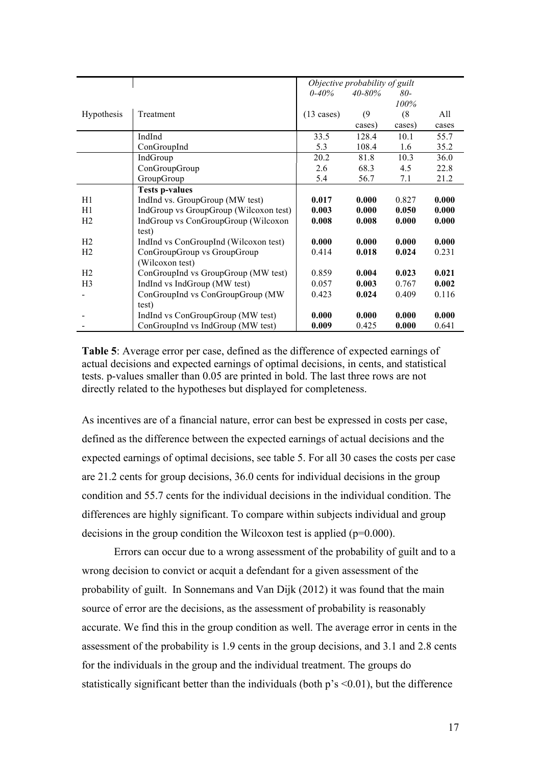| Hypothesis | Treatment | *Objective probability of guilt* | | | |
|---|---|---|---|---|---|
| | | *0-40%* | *40-80%* | *80-100%* | |
| | | (13 cases) | (9 cases) | (8 cases) | All cases |
| | IndInd | 33.5 | 128.4 | 10.1 | 55.7 |
| | ConGroupInd | 5.3 | 108.4 | 1.6 | 35.2 |
| | IndGroup | 20.2 | 81.8 | 10.3 | 36.0 |
| | ConGroupGroup | 2.6 | 68.3 | 4.5 | 22.8 |
| | GroupGroup | 5.4 | 56.7 | 7.1 | 21.2 |
| | **Tests p-values** | | | | |
| H1 | IndInd vs. GroupGroup (MW test) | **0.017** | **0.000** | 0.827 | **0.000** |
| H1 | IndGroup vs GroupGroup (Wilcoxon test) | **0.003** | **0.000** | **0.050** | **0.000** |
| H2 | IndGroup vs ConGroupGroup (Wilcoxon test) | **0.008** | **0.008** | **0.000** | **0.000** |
| H2 | IndInd vs ConGroupInd (Wilcoxon test) | **0.000** | **0.000** | **0.000** | **0.000** |
| H2 | ConGroupGroup vs GroupGroup (Wilcoxon test) | 0.414 | **0.018** | **0.024** | 0.231 |
| H2 | ConGroupInd vs GroupGroup (MW test) | 0.859 | **0.004** | **0.023** | **0.021** |
| H3 | IndInd vs IndGroup (MW test) | 0.057 | **0.003** | 0.767 | **0.002** |
| - | ConGroupInd vs ConGroupGroup (MW test) | 0.423 | **0.024** | 0.409 | 0.116 |
| - | IndInd vs ConGroupGroup (MW test) | **0.000** | **0.000** | **0.000** | **0.000** |
| - | ConGroupInd vs IndGroup (MW test) | **0.009** | 0.425 | **0.000** | 0.641 |

**Table 5**: Average error per case, defined as the difference of expected earnings of actual decisions and expected earnings of optimal decisions, in cents, and statistical tests. p-values smaller than 0.05 are printed in bold. The last three rows are not directly related to the hypotheses but displayed for completeness.

As incentives are of a financial nature, error can best be expressed in costs per case, defined as the difference between the expected earnings of actual decisions and the expected earnings of optimal decisions, see table 5. For all 30 cases the costs per case are 21.2 cents for group decisions, 36.0 cents for individual decisions in the group condition and 55.7 cents for the individual decisions in the individual condition. The differences are highly significant. To compare within subjects individual and group decisions in the group condition the Wilcoxon test is applied ($p=0.000$).

Errors can occur due to a wrong assessment of the probability of guilt and to a wrong decision to convict or acquit a defendant for a given assessment of the probability of guilt. In Sonnemans and Van Dijk (2012) it was found that the main source of error are the decisions, as the assessment of probability is reasonably accurate. We find this in the group condition as well. The average error in cents in the assessment of the probability is 1.9 cents in the group decisions, and 3.1 and 2.8 cents for the individuals in the group and the individual treatment. The groups do statistically significant better than the individuals (both p's $<0.01$), but the difference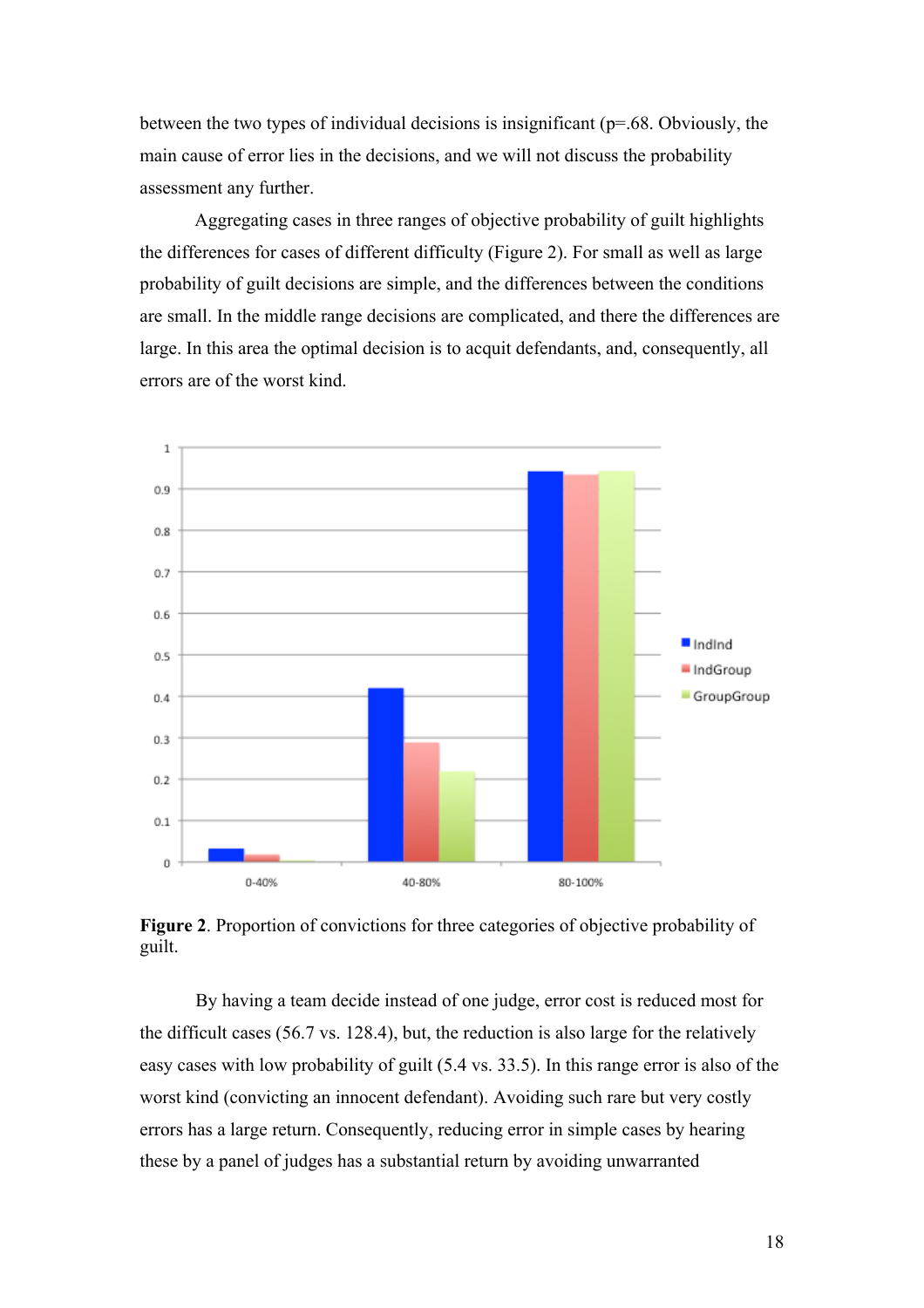between the two types of individual decisions is insignificant (p=.68. Obviously, the main cause of error lies in the decisions, and we will not discuss the probability assessment any further.

Aggregating cases in three ranges of objective probability of guilt highlights the differences for cases of different difficulty (Figure 2). For small as well as large probability of guilt decisions are simple, and the differences between the conditions are small. In the middle range decisions are complicated, and there the differences are large. In this area the optimal decision is to acquit defendants, and, consequently, all errors are of the worst kind.

**Figure 2**. Proportion of convictions for three categories of objective probability of guilt.

By having a team decide instead of one judge, error cost is reduced most for the difficult cases (56.7 vs. 128.4), but, the reduction is also large for the relatively easy cases with low probability of guilt (5.4 vs. 33.5). In this range error is also of the worst kind (convicting an innocent defendant). Avoiding such rare but very costly errors has a large return. Consequently, reducing error in simple cases by hearing these by a panel of judges has a substantial return by avoiding unwarranted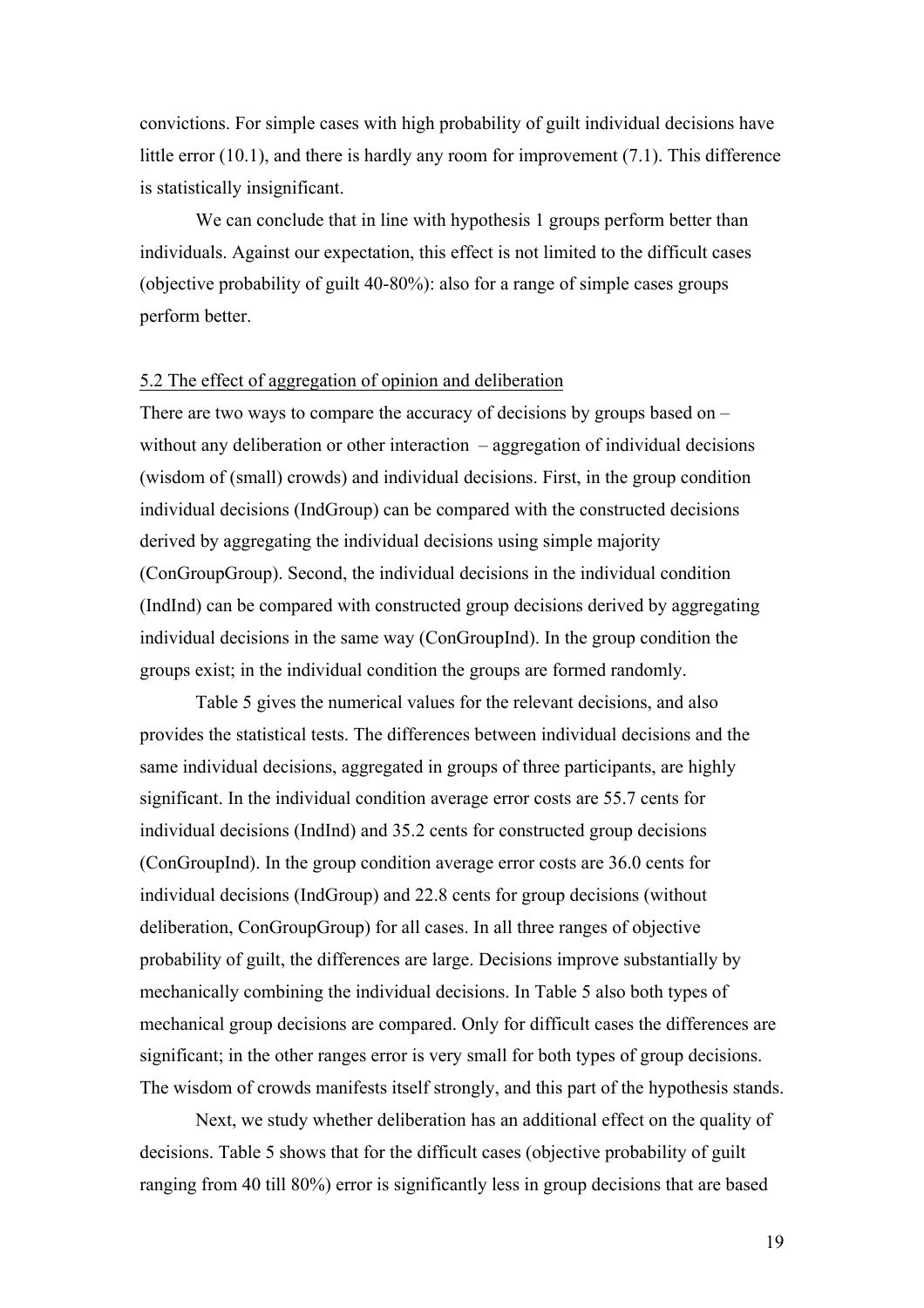convictions. For simple cases with high probability of guilt individual decisions have little error (10.1), and there is hardly any room for improvement (7.1). This difference is statistically insignificant.

We can conclude that in line with hypothesis 1 groups perform better than individuals. Against our expectation, this effect is not limited to the difficult cases (objective probability of guilt 40-80%): also for a range of simple cases groups perform better.

## 5.2 The effect of aggregation of opinion and deliberation

There are two ways to compare the accuracy of decisions by groups based on – without any deliberation or other interaction – aggregation of individual decisions (wisdom of (small) crowds) and individual decisions. First, in the group condition individual decisions (IndGroup) can be compared with the constructed decisions derived by aggregating the individual decisions using simple majority (ConGroupGroup). Second, the individual decisions in the individual condition (IndInd) can be compared with constructed group decisions derived by aggregating individual decisions in the same way (ConGroupInd). In the group condition the groups exist; in the individual condition the groups are formed randomly.

Table 5 gives the numerical values for the relevant decisions, and also provides the statistical tests. The differences between individual decisions and the same individual decisions, aggregated in groups of three participants, are highly significant. In the individual condition average error costs are 55.7 cents for individual decisions (IndInd) and 35.2 cents for constructed group decisions (ConGroupInd). In the group condition average error costs are 36.0 cents for individual decisions (IndGroup) and 22.8 cents for group decisions (without deliberation, ConGroupGroup) for all cases. In all three ranges of objective probability of guilt, the differences are large. Decisions improve substantially by mechanically combining the individual decisions. In Table 5 also both types of mechanical group decisions are compared. Only for difficult cases the differences are significant; in the other ranges error is very small for both types of group decisions. The wisdom of crowds manifests itself strongly, and this part of the hypothesis stands.

Next, we study whether deliberation has an additional effect on the quality of decisions. Table 5 shows that for the difficult cases (objective probability of guilt ranging from 40 till 80%) error is significantly less in group decisions that are based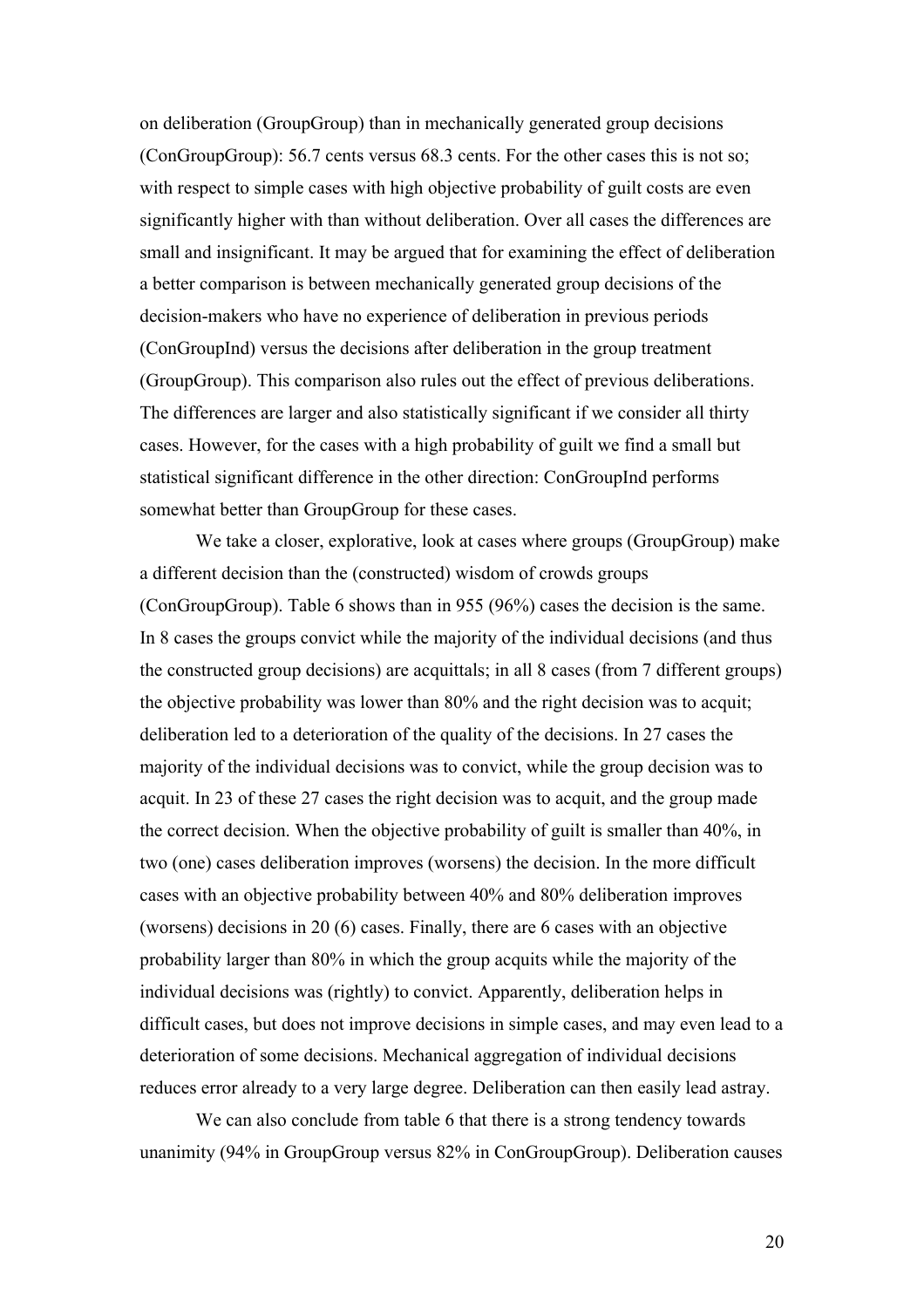on deliberation (GroupGroup) than in mechanically generated group decisions (ConGroupGroup): 56.7 cents versus 68.3 cents. For the other cases this is not so; with respect to simple cases with high objective probability of guilt costs are even significantly higher with than without deliberation. Over all cases the differences are small and insignificant. It may be argued that for examining the effect of deliberation a better comparison is between mechanically generated group decisions of the decision-makers who have no experience of deliberation in previous periods (ConGroupInd) versus the decisions after deliberation in the group treatment (GroupGroup). This comparison also rules out the effect of previous deliberations. The differences are larger and also statistically significant if we consider all thirty cases. However, for the cases with a high probability of guilt we find a small but statistical significant difference in the other direction: ConGroupInd performs somewhat better than GroupGroup for these cases.

We take a closer, explorative, look at cases where groups (GroupGroup) make a different decision than the (constructed) wisdom of crowds groups (ConGroupGroup). Table 6 shows than in 955 (96%) cases the decision is the same. In 8 cases the groups convict while the majority of the individual decisions (and thus the constructed group decisions) are acquittals; in all 8 cases (from 7 different groups) the objective probability was lower than 80% and the right decision was to acquit; deliberation led to a deterioration of the quality of the decisions. In 27 cases the majority of the individual decisions was to convict, while the group decision was to acquit. In 23 of these 27 cases the right decision was to acquit, and the group made the correct decision. When the objective probability of guilt is smaller than 40%, in two (one) cases deliberation improves (worsens) the decision. In the more difficult cases with an objective probability between 40% and 80% deliberation improves (worsens) decisions in 20 (6) cases. Finally, there are 6 cases with an objective probability larger than 80% in which the group acquits while the majority of the individual decisions was (rightly) to convict. Apparently, deliberation helps in difficult cases, but does not improve decisions in simple cases, and may even lead to a deterioration of some decisions. Mechanical aggregation of individual decisions reduces error already to a very large degree. Deliberation can then easily lead astray.

We can also conclude from table 6 that there is a strong tendency towards unanimity (94% in GroupGroup versus 82% in ConGroupGroup). Deliberation causes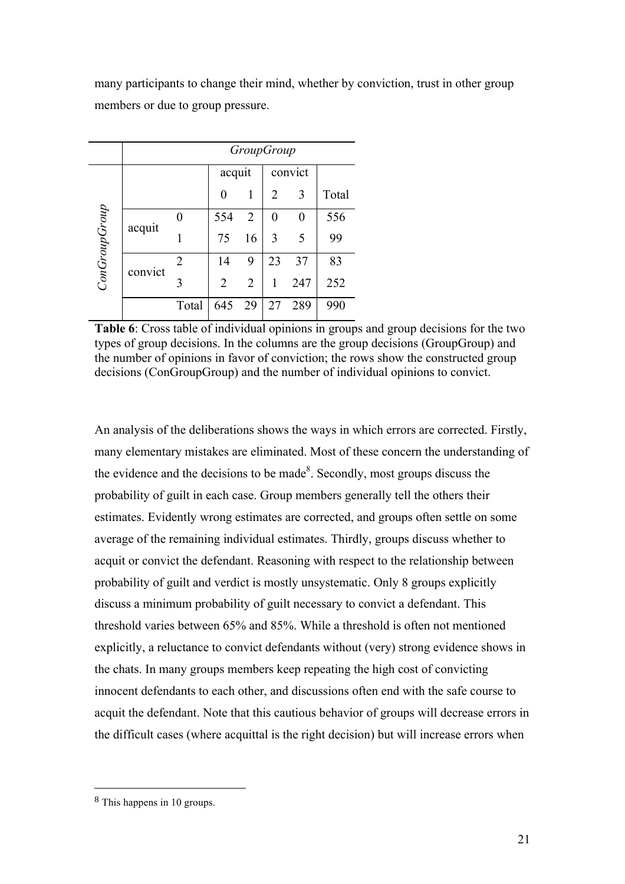many participants to change their mind, whether by conviction, trust in other group members or due to group pressure.

| | | | *GroupGroup* | | | | |
|---|---|---|---|---|---|---|---|
| | | | acquit | | convict | | |
| | | | 0 | 1 | 2 | 3 | Total |
| *ConGroupGroup* | acquit | 0 | 554 | 2 | 0 | 0 | 556 |
| | | 1 | 75 | 16 | 3 | 5 | 99 |
| | convict | 2 | 14 | 9 | 23 | 37 | 83 |
| | | 3 | 2 | 2 | 1 | 247 | 252 |
| | | Total | 645 | 29 | 27 | 289 | 990 |

**Table 6**: Cross table of individual opinions in groups and group decisions for the two types of group decisions. In the columns are the group decisions (GroupGroup) and the number of opinions in favor of conviction; the rows show the constructed group decisions (ConGroupGroup) and the number of individual opinions to convict.

An analysis of the deliberations shows the ways in which errors are corrected. Firstly, many elementary mistakes are eliminated. Most of these concern the understanding of the evidence and the decisions to be made[8]. Secondly, most groups discuss the probability of guilt in each case. Group members generally tell the others their estimates. Evidently wrong estimates are corrected, and groups often settle on some average of the remaining individual estimates. Thirdly, groups discuss whether to acquit or convict the defendant. Reasoning with respect to the relationship between probability of guilt and verdict is mostly unsystematic. Only 8 groups explicitly discuss a minimum probability of guilt necessary to convict a defendant. This threshold varies between 65% and 85%. While a threshold is often not mentioned explicitly, a reluctance to convict defendants without (very) strong evidence shows in the chats. In many groups members keep repeating the high cost of convicting innocent defendants to each other, and discussions often end with the safe course to acquit the defendant. Note that this cautious behavior of groups will decrease errors in the difficult cases (where acquittal is the right decision) but will increase errors when

[8] This happens in 10 groups.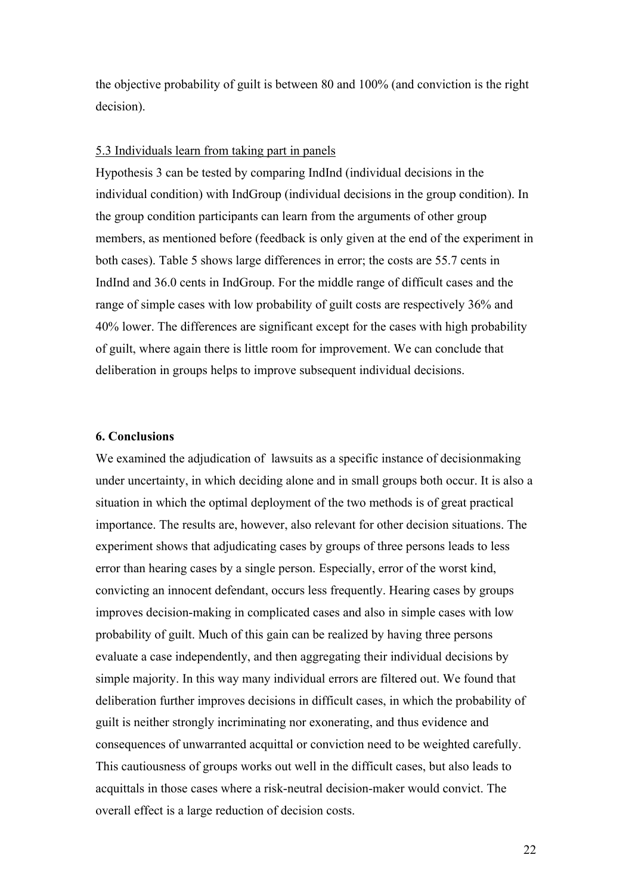the objective probability of guilt is between 80 and 100% (and conviction is the right decision).

### 5.3 Individuals learn from taking part in panels

Hypothesis 3 can be tested by comparing IndInd (individual decisions in the individual condition) with IndGroup (individual decisions in the group condition). In the group condition participants can learn from the arguments of other group members, as mentioned before (feedback is only given at the end of the experiment in both cases). Table 5 shows large differences in error; the costs are 55.7 cents in IndInd and 36.0 cents in IndGroup. For the middle range of difficult cases and the range of simple cases with low probability of guilt costs are respectively 36% and 40% lower. The differences are significant except for the cases with high probability of guilt, where again there is little room for improvement. We can conclude that deliberation in groups helps to improve subsequent individual decisions.

## 6. Conclusions

We examined the adjudication of lawsuits as a specific instance of decisionmaking under uncertainty, in which deciding alone and in small groups both occur. It is also a situation in which the optimal deployment of the two methods is of great practical importance. The results are, however, also relevant for other decision situations. The experiment shows that adjudicating cases by groups of three persons leads to less error than hearing cases by a single person. Especially, error of the worst kind, convicting an innocent defendant, occurs less frequently. Hearing cases by groups improves decision-making in complicated cases and also in simple cases with low probability of guilt. Much of this gain can be realized by having three persons evaluate a case independently, and then aggregating their individual decisions by simple majority. In this way many individual errors are filtered out. We found that deliberation further improves decisions in difficult cases, in which the probability of guilt is neither strongly incriminating nor exonerating, and thus evidence and consequences of unwarranted acquittal or conviction need to be weighted carefully. This cautiousness of groups works out well in the difficult cases, but also leads to acquittals in those cases where a risk-neutral decision-maker would convict. The overall effect is a large reduction of decision costs.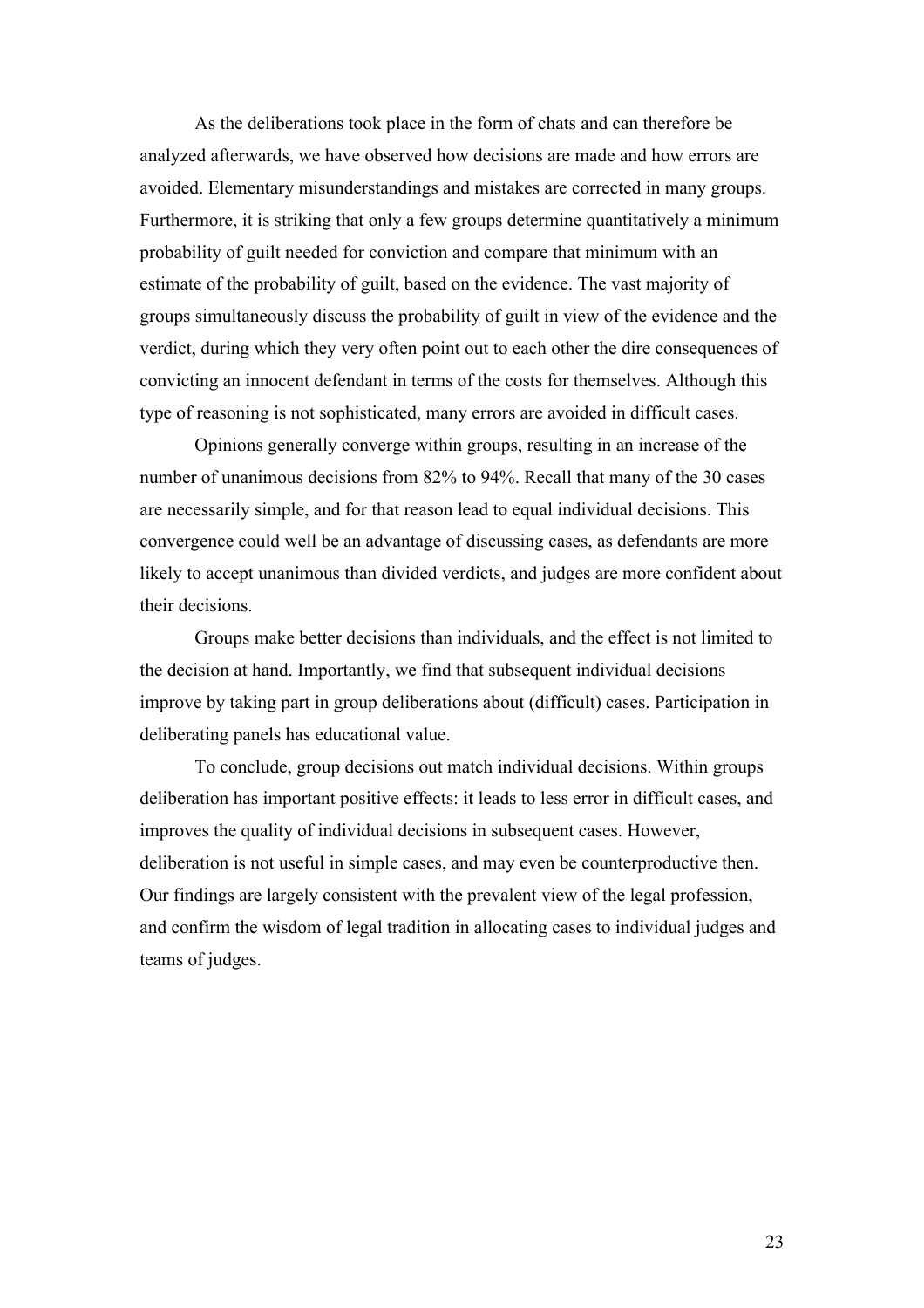As the deliberations took place in the form of chats and can therefore be analyzed afterwards, we have observed how decisions are made and how errors are avoided. Elementary misunderstandings and mistakes are corrected in many groups. Furthermore, it is striking that only a few groups determine quantitatively a minimum probability of guilt needed for conviction and compare that minimum with an estimate of the probability of guilt, based on the evidence. The vast majority of groups simultaneously discuss the probability of guilt in view of the evidence and the verdict, during which they very often point out to each other the dire consequences of convicting an innocent defendant in terms of the costs for themselves. Although this type of reasoning is not sophisticated, many errors are avoided in difficult cases.

Opinions generally converge within groups, resulting in an increase of the number of unanimous decisions from 82% to 94%. Recall that many of the 30 cases are necessarily simple, and for that reason lead to equal individual decisions. This convergence could well be an advantage of discussing cases, as defendants are more likely to accept unanimous than divided verdicts, and judges are more confident about their decisions.

Groups make better decisions than individuals, and the effect is not limited to the decision at hand. Importantly, we find that subsequent individual decisions improve by taking part in group deliberations about (difficult) cases. Participation in deliberating panels has educational value.

To conclude, group decisions out match individual decisions. Within groups deliberation has important positive effects: it leads to less error in difficult cases, and improves the quality of individual decisions in subsequent cases. However, deliberation is not useful in simple cases, and may even be counterproductive then. Our findings are largely consistent with the prevalent view of the legal profession, and confirm the wisdom of legal tradition in allocating cases to individual judges and teams of judges.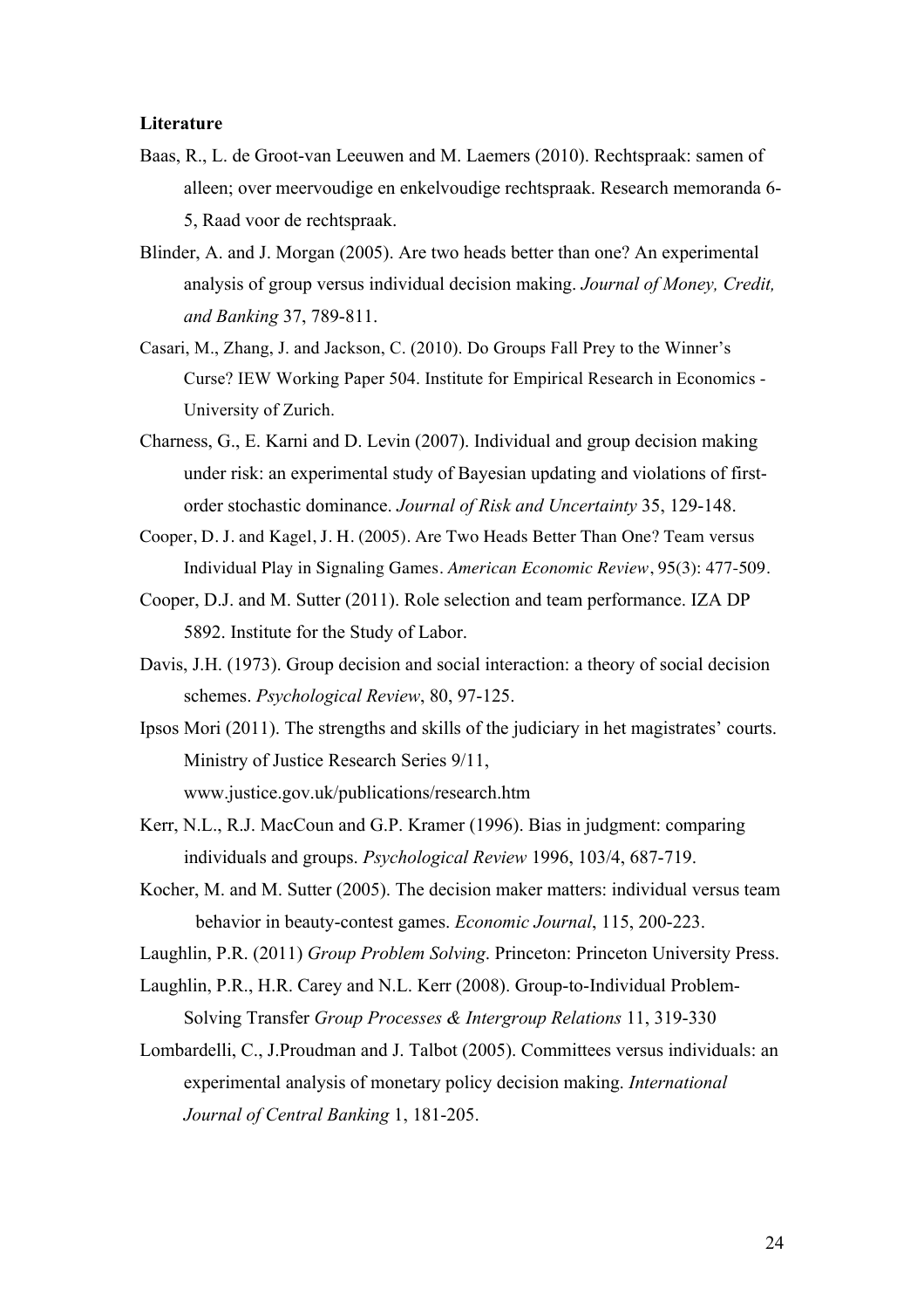**Literature**

Baas, R., L. de Groot-van Leeuwen and M. Laemers (2010). Rechtspraak: samen of alleen; over meervoudige en enkelvoudige rechtspraak. Research memoranda 6-5, Raad voor de rechtspraak.

Blinder, A. and J. Morgan (2005). Are two heads better than one? An experimental analysis of group versus individual decision making. *Journal of Money, Credit, and Banking* 37, 789-811.

Casari, M., Zhang, J. and Jackson, C. (2010). Do Groups Fall Prey to the Winner's Curse? IEW Working Paper 504. Institute for Empirical Research in Economics - University of Zurich.

Charness, G., E. Karni and D. Levin (2007). Individual and group decision making under risk: an experimental study of Bayesian updating and violations of first-order stochastic dominance. *Journal of Risk and Uncertainty* 35, 129-148.

Cooper, D. J. and Kagel, J. H. (2005). Are Two Heads Better Than One? Team versus Individual Play in Signaling Games. *American Economic Review*, 95(3): 477-509.

Cooper, D.J. and M. Sutter (2011). Role selection and team performance. IZA DP 5892. Institute for the Study of Labor.

Davis, J.H. (1973). Group decision and social interaction: a theory of social decision schemes. *Psychological Review*, 80, 97-125.

Ipsos Mori (2011). The strengths and skills of the judiciary in het magistrates' courts. Ministry of Justice Research Series 9/11, www.justice.gov.uk/publications/research.htm

Kerr, N.L., R.J. MacCoun and G.P. Kramer (1996). Bias in judgment: comparing individuals and groups. *Psychological Review* 1996, 103/4, 687-719.

Kocher, M. and M. Sutter (2005). The decision maker matters: individual versus team behavior in beauty-contest games. *Economic Journal*, 115, 200-223.

Laughlin, P.R. (2011) *Group Problem Solving*. Princeton: Princeton University Press.

Laughlin, P.R., H.R. Carey and N.L. Kerr (2008). Group-to-Individual Problem-Solving Transfer *Group Processes & Intergroup Relations* 11, 319-330

Lombardelli, C., J.Proudman and J. Talbot (2005). Committees versus individuals: an experimental analysis of monetary policy decision making. *International Journal of Central Banking* 1, 181-205.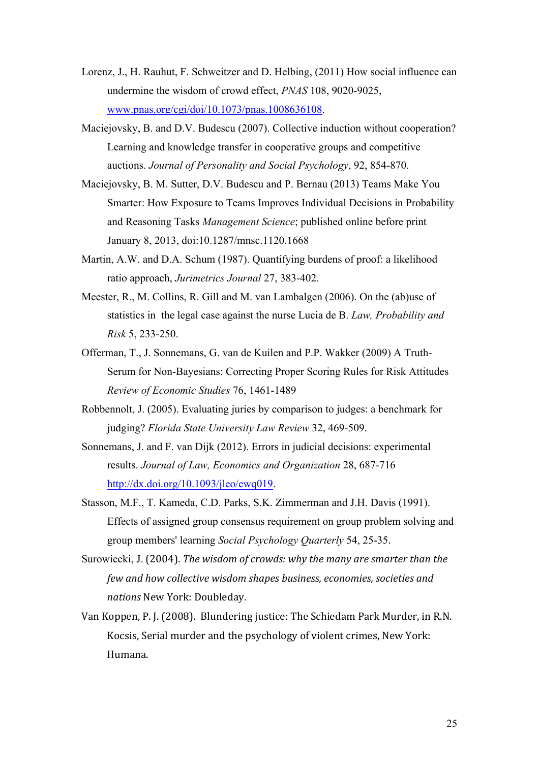Lorenz, J., H. Rauhut, F. Schweitzer and D. Helbing, (2011) How social influence can undermine the wisdom of crowd effect, *PNAS* 108, 9020-9025, www.pnas.org/cgi/doi/10.1073/pnas.1008636108.

Maciejovsky, B. and D.V. Budescu (2007). Collective induction without cooperation? Learning and knowledge transfer in cooperative groups and competitive auctions. *Journal of Personality and Social Psychology*, 92, 854-870.

Maciejovsky, B. M. Sutter, D.V. Budescu and P. Bernau (2013) Teams Make You Smarter: How Exposure to Teams Improves Individual Decisions in Probability and Reasoning Tasks *Management Science*; published online before print January 8, 2013, doi:10.1287/mnsc.1120.1668

Martin, A.W. and D.A. Schum (1987). Quantifying burdens of proof: a likelihood ratio approach, *Jurimetrics Journal* 27, 383-402.

Meester, R., M. Collins, R. Gill and M. van Lambalgen (2006). On the (ab)use of statistics in the legal case against the nurse Lucia de B. *Law, Probability and Risk* 5, 233-250.

Offerman, T., J. Sonnemans, G. van de Kuilen and P.P. Wakker (2009) A Truth-Serum for Non-Bayesians: Correcting Proper Scoring Rules for Risk Attitudes *Review of Economic Studies* 76, 1461-1489

Robbennolt, J. (2005). Evaluating juries by comparison to judges: a benchmark for judging? *Florida State University Law Review* 32, 469-509.

Sonnemans, J. and F. van Dijk (2012). Errors in judicial decisions: experimental results. *Journal of Law, Economics and Organization* 28, 687-716 http://dx.doi.org/10.1093/jleo/ewq019.

Stasson, M.F., T. Kameda, C.D. Parks, S.K. Zimmerman and J.H. Davis (1991). Effects of assigned group consensus requirement on group problem solving and group members' learning *Social Psychology Quarterly* 54, 25-35.

Surowiecki, J. (2004). *The wisdom of crowds: why the many are smarter than the few and how collective wisdom shapes business, economies, societies and nations* New York: Doubleday.

Van Koppen, P. J. (2008). Blundering justice: The Schiedam Park Murder, in R.N. Kocsis, Serial murder and the psychology of violent crimes, New York: Humana.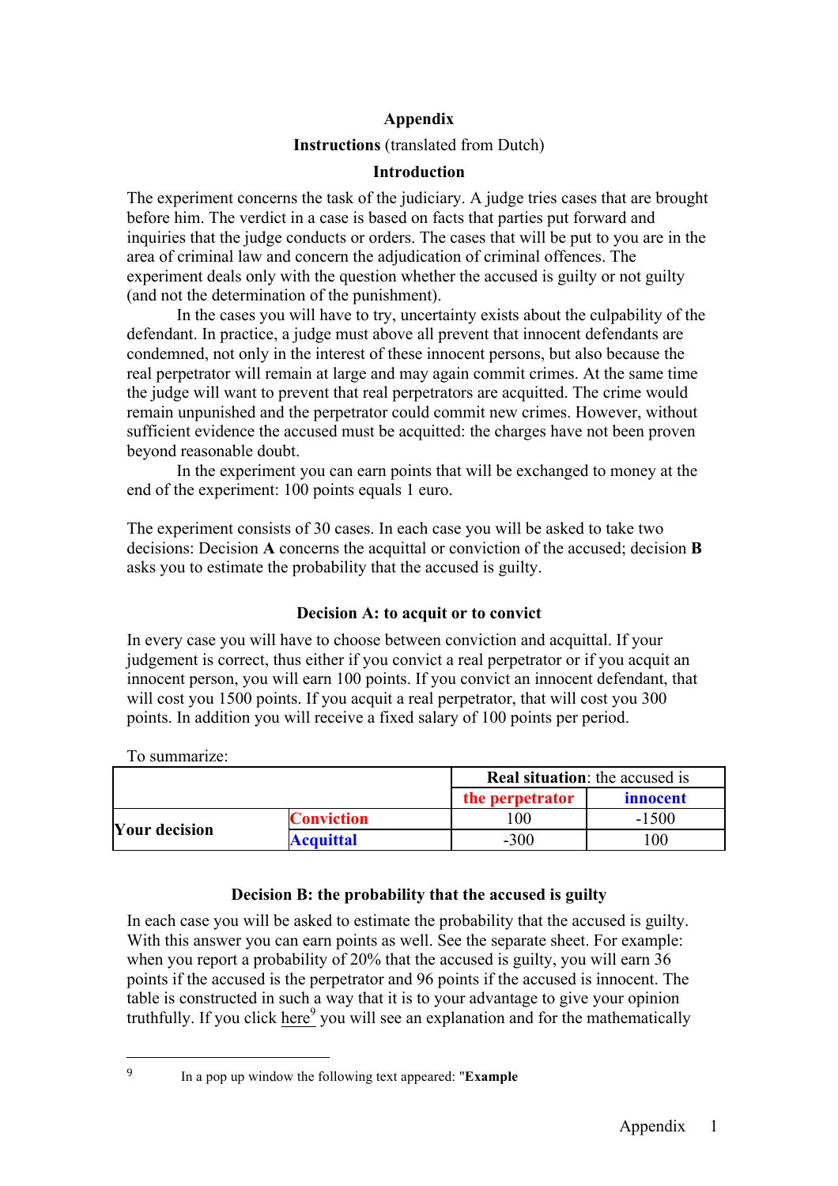# Appendix

**Instructions** (translated from Dutch)

## Introduction

The experiment concerns the task of the judiciary. A judge tries cases that are brought before him. The verdict in a case is based on facts that parties put forward and inquiries that the judge conducts or orders. The cases that will be put to you are in the area of criminal law and concern the adjudication of criminal offences. The experiment deals only with the question whether the accused is guilty or not guilty (and not the determination of the punishment).

In the cases you will have to try, uncertainty exists about the culpability of the defendant. In practice, a judge must above all prevent that innocent defendants are condemned, not only in the interest of these innocent persons, but also because the real perpetrator will remain at large and may again commit crimes. At the same time the judge will want to prevent that real perpetrators are acquitted. The crime would remain unpunished and the perpetrator could commit new crimes. However, without sufficient evidence the accused must be acquitted: the charges have not been proven beyond reasonable doubt.

In the experiment you can earn points that will be exchanged to money at the end of the experiment: 100 points equals 1 euro.

The experiment consists of 30 cases. In each case you will be asked to take two decisions: Decision **A** concerns the acquittal or conviction of the accused; decision **B** asks you to estimate the probability that the accused is guilty.

### Decision A: to acquit or to convict

In every case you will have to choose between conviction and acquittal. If your judgement is correct, thus either if you convict a real perpetrator or if you acquit an innocent person, you will earn 100 points. If you convict an innocent defendant, that will cost you 1500 points. If you acquit a real perpetrator, that will cost you 300 points. In addition you will receive a fixed salary of 100 points per period.

To summarize:

| | | **Real situation**: the accused is | |
|---|---|---|---|
| | | **the perpetrator** | **innocent** |
| **Your decision** | **Conviction** | 100 | -1500 |
| | **Acquittal** | -300 | 100 |

### Decision B: the probability that the accused is guilty

In each case you will be asked to estimate the probability that the accused is guilty. With this answer you can earn points as well. See the separate sheet. For example: when you report a probability of 20% that the accused is guilty, you will earn 36 points if the accused is the perpetrator and 96 points if the accused is innocent. The table is constructed in such a way that it is to your advantage to give your opinion truthfully. If you click here[9] you will see an explanation and for the mathematically

---

[9] In a pop up window the following text appeared: "**Example**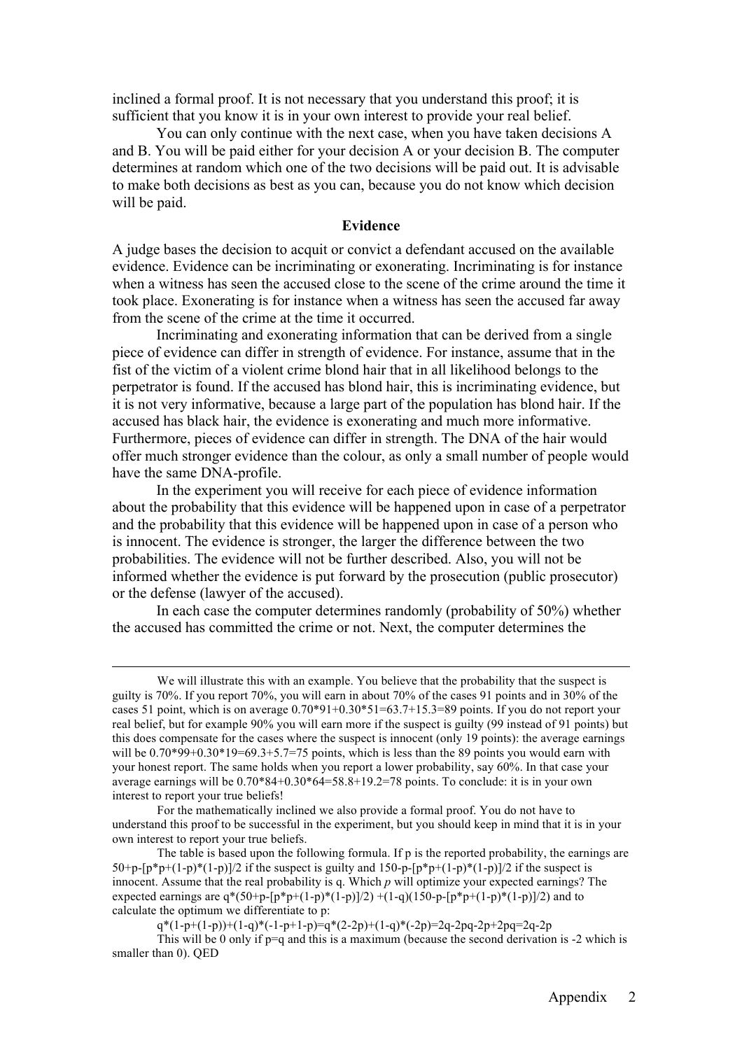inclined a formal proof. It is not necessary that you understand this proof; it is sufficient that you know it is in your own interest to provide your real belief.

You can only continue with the next case, when you have taken decisions A and B. You will be paid either for your decision A or your decision B. The computer determines at random which one of the two decisions will be paid out. It is advisable to make both decisions as best as you can, because you do not know which decision will be paid.

**Evidence**

A judge bases the decision to acquit or convict a defendant accused on the available evidence. Evidence can be incriminating or exonerating. Incriminating is for instance when a witness has seen the accused close to the scene of the crime around the time it took place. Exonerating is for instance when a witness has seen the accused far away from the scene of the crime at the time it occurred.

Incriminating and exonerating information that can be derived from a single piece of evidence can differ in strength of evidence. For instance, assume that in the fist of the victim of a violent crime blond hair that in all likelihood belongs to the perpetrator is found. If the accused has blond hair, this is incriminating evidence, but it is not very informative, because a large part of the population has blond hair. If the accused has black hair, the evidence is exonerating and much more informative. Furthermore, pieces of evidence can differ in strength. The DNA of the hair would offer much stronger evidence than the colour, as only a small number of people would have the same DNA-profile.

In the experiment you will receive for each piece of evidence information about the probability that this evidence will be happened upon in case of a perpetrator and the probability that this evidence will be happened upon in case of a person who is innocent. The evidence is stronger, the larger the difference between the two probabilities. The evidence will not be further described. Also, you will not be informed whether the evidence is put forward by the prosecution (public prosecutor) or the defense (lawyer of the accused).

In each case the computer determines randomly (probability of 50%) whether the accused has committed the crime or not. Next, the computer determines the

---

We will illustrate this with an example. You believe that the probability that the suspect is guilty is 70%. If you report 70%, you will earn in about 70% of the cases 91 points and in 30% of the cases 51 point, which is on average 0.70*91+0.30*51=63.7+15.3=89 points. If you do not report your real belief, but for example 90% you will earn more if the suspect is guilty (99 instead of 91 points) but this does compensate for the cases where the suspect is innocent (only 19 points): the average earnings will be 0.70*99+0.30*19=69.3+5.7=75 points, which is less than the 89 points you would earn with your honest report. The same holds when you report a lower probability, say 60%. In that case your average earnings will be 0.70*84+0.30*64=58.8+19.2=78 points. To conclude: it is in your own interest to report your true beliefs!

For the mathematically inclined we also provide a formal proof. You do not have to understand this proof to be successful in the experiment, but you should keep in mind that it is in your own interest to report your true beliefs.

The table is based upon the following formula. If p is the reported probability, the earnings are 50+p-[p*p+(1-p)*(1-p)]/2 if the suspect is guilty and 150-p-[p*p+(1-p)*(1-p)]/2 if the suspect is innocent. Assume that the real probability is q. Which *p* will optimize your expected earnings? The expected earnings are q*(50+p-[p*p+(1-p)*(1-p)]/2) +(1-q)(150-p-[p*p+(1-p)*(1-p)]/2) and to calculate the optimum we differentiate to p:

q*(1-p+(1-p))+(1-q)*(-1-p+1-p)=q*(2-2p)+(1-q)*(-2p)=2q-2pq-2p+2pq=2q-2p

This will be 0 only if p=q and this is a maximum (because the second derivation is -2 which is smaller than 0). QED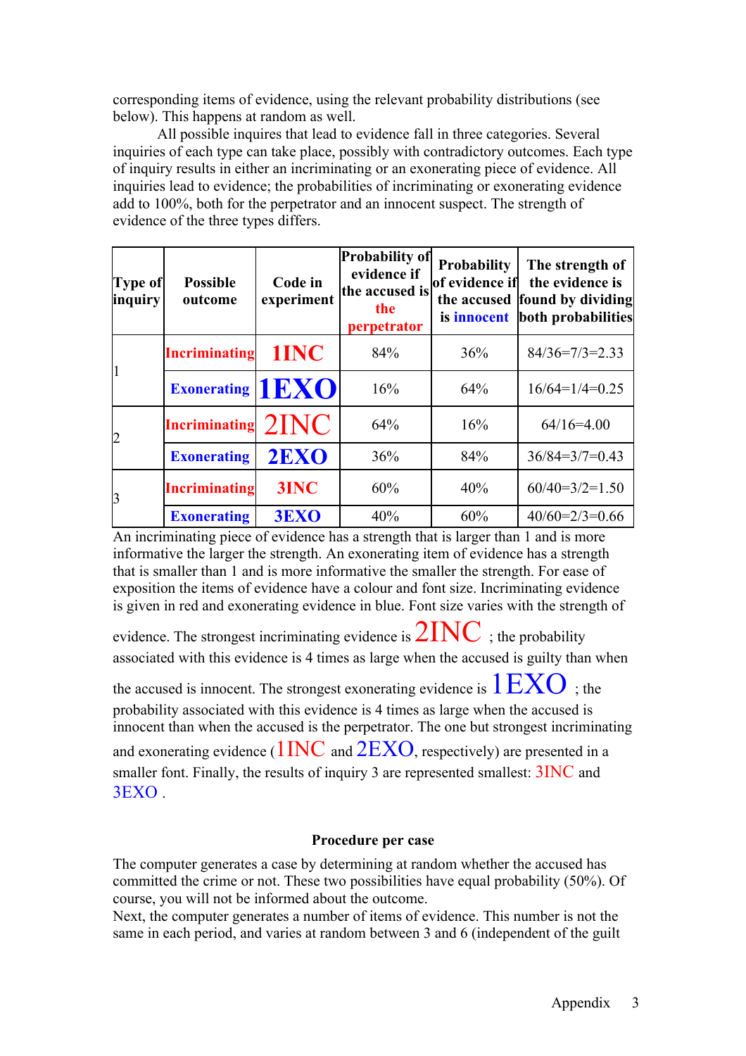corresponding items of evidence, using the relevant probability distributions (see below). This happens at random as well.

All possible inquires that lead to evidence fall in three categories. Several inquiries of each type can take place, possibly with contradictory outcomes. Each type of inquiry results in either an incriminating or an exonerating piece of evidence. All inquiries lead to evidence; the probabilities of incriminating or exonerating evidence add to 100%, both for the perpetrator and an innocent suspect. The strength of evidence of the three types differs.

| Type of inquiry | Possible outcome | Code in experiment | Probability of evidence if the accused is the perpetrator | Probability of evidence if the accused is innocent | The strength of the evidence is found by dividing both probabilities |
|---|---|---|---|---|---|
| 1 | Incriminating | 1INC | 84% | 36% | 84/36=7/3=2.33 |
| | Exonerating | 1EXO | 16% | 64% | 16/64=1/4=0.25 |
| 2 | Incriminating | 2INC | 64% | 16% | 64/16=4.00 |
| | Exonerating | 2EXO | 36% | 84% | 36/84=3/7=0.43 |
| 3 | Incriminating | 3INC | 60% | 40% | 60/40=3/2=1.50 |
| | Exonerating | 3EXO | 40% | 60% | 40/60=2/3=0.66 |

An incriminating piece of evidence has a strength that is larger than 1 and is more informative the larger the strength. An exonerating item of evidence has a strength that is smaller than 1 and is more informative the smaller the strength. For ease of exposition the items of evidence have a colour and font size. Incriminating evidence is given in red and exonerating evidence in blue. Font size varies with the strength of evidence. The strongest incriminating evidence is 2INC ; the probability associated with this evidence is 4 times as large when the accused is guilty than when the accused is innocent. The strongest exonerating evidence is 1EXO ; the probability associated with this evidence is 4 times as large when the accused is innocent than when the accused is the perpetrator. The one but strongest incriminating and exonerating evidence (1INC and 2EXO, respectively) are presented in a smaller font. Finally, the results of inquiry 3 are represented smallest: 3INC and 3EXO .

## Procedure per case

The computer generates a case by determining at random whether the accused has committed the crime or not. These two possibilities have equal probability (50%). Of course, you will not be informed about the outcome.

Next, the computer generates a number of items of evidence. This number is not the same in each period, and varies at random between 3 and 6 (independent of the guilt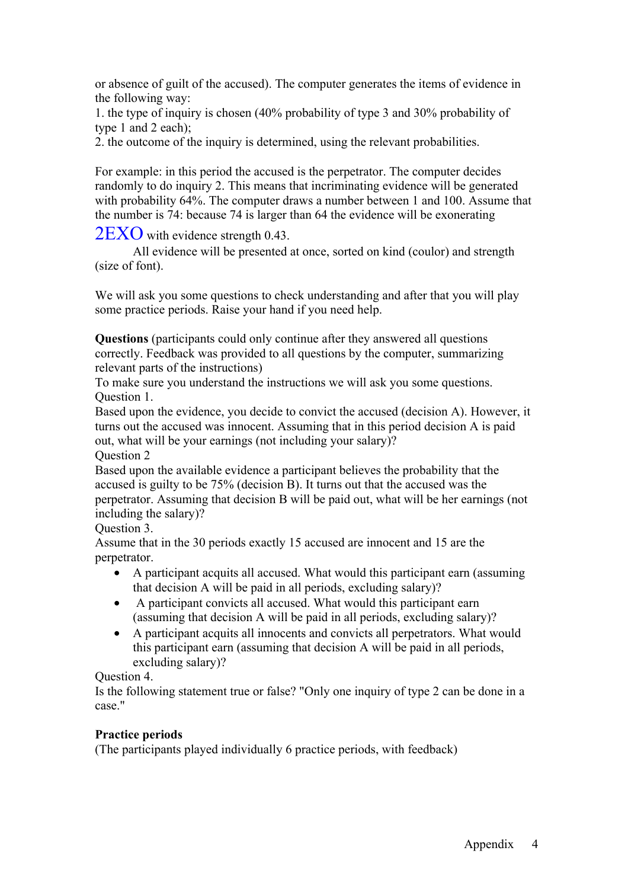or absence of guilt of the accused). The computer generates the items of evidence in the following way:

1. the type of inquiry is chosen (40% probability of type 3 and 30% probability of type 1 and 2 each);
2. the outcome of the inquiry is determined, using the relevant probabilities.

For example: in this period the accused is the perpetrator. The computer decides randomly to do inquiry 2. This means that incriminating evidence will be generated with probability 64%. The computer draws a number between 1 and 100. Assume that the number is 74: because 74 is larger than 64 the evidence will be exonerating 2EXO with evidence strength 0.43.

All evidence will be presented at once, sorted on kind (coulor) and strength (size of font).

We will ask you some questions to check understanding and after that you will play some practice periods. Raise your hand if you need help.

**Questions** (participants could only continue after they answered all questions correctly. Feedback was provided to all questions by the computer, summarizing relevant parts of the instructions)

To make sure you understand the instructions we will ask you some questions.

Question 1.

Based upon the evidence, you decide to convict the accused (decision A). However, it turns out the accused was innocent. Assuming that in this period decision A is paid out, what will be your earnings (not including your salary)?

Question 2

Based upon the available evidence a participant believes the probability that the accused is guilty to be 75% (decision B). It turns out that the accused was the perpetrator. Assuming that decision B will be paid out, what will be her earnings (not including the salary)?

Question 3.

Assume that in the 30 periods exactly 15 accused are innocent and 15 are the perpetrator.

- A participant acquits all accused. What would this participant earn (assuming that decision A will be paid in all periods, excluding salary)?
- A participant convicts all accused. What would this participant earn (assuming that decision A will be paid in all periods, excluding salary)?
- A participant acquits all innocents and convicts all perpetrators. What would this participant earn (assuming that decision A will be paid in all periods, excluding salary)?

Question 4.

Is the following statement true or false? "Only one inquiry of type 2 can be done in a case."

**Practice periods**

(The participants played individually 6 practice periods, with feedback)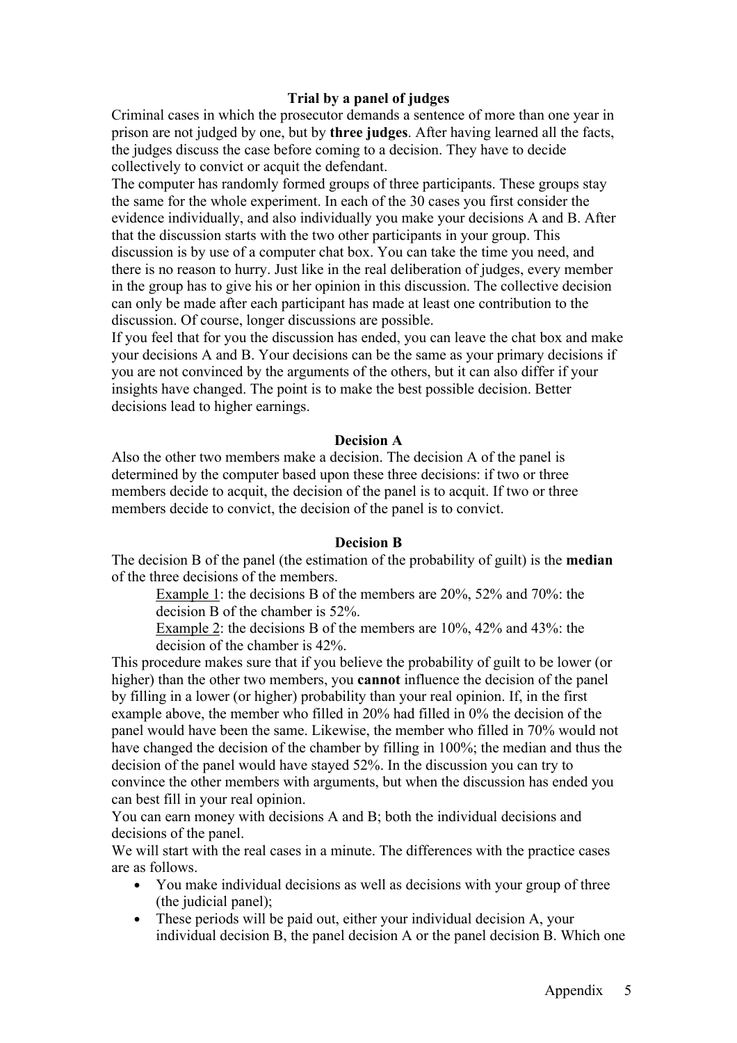**Trial by a panel of judges**

Criminal cases in which the prosecutor demands a sentence of more than one year in prison are not judged by one, but by **three judges**. After having learned all the facts, the judges discuss the case before coming to a decision. They have to decide collectively to convict or acquit the defendant.

The computer has randomly formed groups of three participants. These groups stay the same for the whole experiment. In each of the 30 cases you first consider the evidence individually, and also individually you make your decisions A and B. After that the discussion starts with the two other participants in your group. This discussion is by use of a computer chat box. You can take the time you need, and there is no reason to hurry. Just like in the real deliberation of judges, every member in the group has to give his or her opinion in this discussion. The collective decision can only be made after each participant has made at least one contribution to the discussion. Of course, longer discussions are possible.

If you feel that for you the discussion has ended, you can leave the chat box and make your decisions A and B. Your decisions can be the same as your primary decisions if you are not convinced by the arguments of the others, but it can also differ if your insights have changed. The point is to make the best possible decision. Better decisions lead to higher earnings.

**Decision A**

Also the other two members make a decision. The decision A of the panel is determined by the computer based upon these three decisions: if two or three members decide to acquit, the decision of the panel is to acquit. If two or three members decide to convict, the decision of the panel is to convict.

**Decision B**

The decision B of the panel (the estimation of the probability of guilt) is the **median** of the three decisions of the members.

> Example 1: the decisions B of the members are 20%, 52% and 70%: the decision B of the chamber is 52%.
>
> Example 2: the decisions B of the members are 10%, 42% and 43%: the decision of the chamber is 42%.

This procedure makes sure that if you believe the probability of guilt to be lower (or higher) than the other two members, you **cannot** influence the decision of the panel by filling in a lower (or higher) probability than your real opinion. If, in the first example above, the member who filled in 20% had filled in 0% the decision of the panel would have been the same. Likewise, the member who filled in 70% would not have changed the decision of the chamber by filling in 100%; the median and thus the decision of the panel would have stayed 52%. In the discussion you can try to convince the other members with arguments, but when the discussion has ended you can best fill in your real opinion.

You can earn money with decisions A and B; both the individual decisions and decisions of the panel.

We will start with the real cases in a minute. The differences with the practice cases are as follows.

- You make individual decisions as well as decisions with your group of three (the judicial panel);
- These periods will be paid out, either your individual decision A, your individual decision B, the panel decision A or the panel decision B. Which one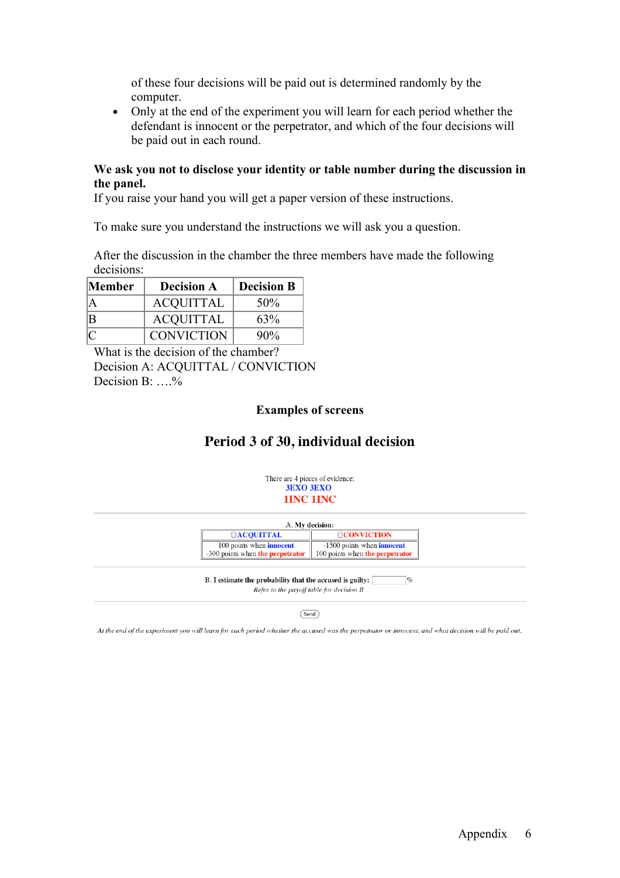of these four decisions will be paid out is determined randomly by the computer.

- Only at the end of the experiment you will learn for each period whether the defendant is innocent or the perpetrator, and which of the four decisions will be paid out in each round.

**We ask you not to disclose your identity or table number during the discussion in the panel.**

If you raise your hand you will get a paper version of these instructions.

To make sure you understand the instructions we will ask you a question.

After the discussion in the chamber the three members have made the following decisions:

| Member | Decision A | Decision B |
|---|---|---|
| A | ACQUITTAL | 50% |
| B | ACQUITTAL | 63% |
| C | CONVICTION | 90% |

What is the decision of the chamber?

Decision A: ACQUITTAL / CONVICTION

Decision B: ….%

### Examples of screens

## Period 3 of 30, individual decision

There are 4 pieces of evidence:

3EXO 3EXO

1INC 1INC

A. **My decision:**

| ○ACQUITTAL | ○CONVICTION |
|---|---|
| 100 points when **innocent**<br>-300 points when **the perpetrator** | -1500 points when **innocent**<br>100 points when **the perpetrator** |

B. **I estimate the probability that the accused is guilty:** ______ %

*Refer to the payoff table for decision B*

Send

*At the end of the experiment you will learn for each period whether the accused was the perpetrator or innocent, and what decision will be paid out.*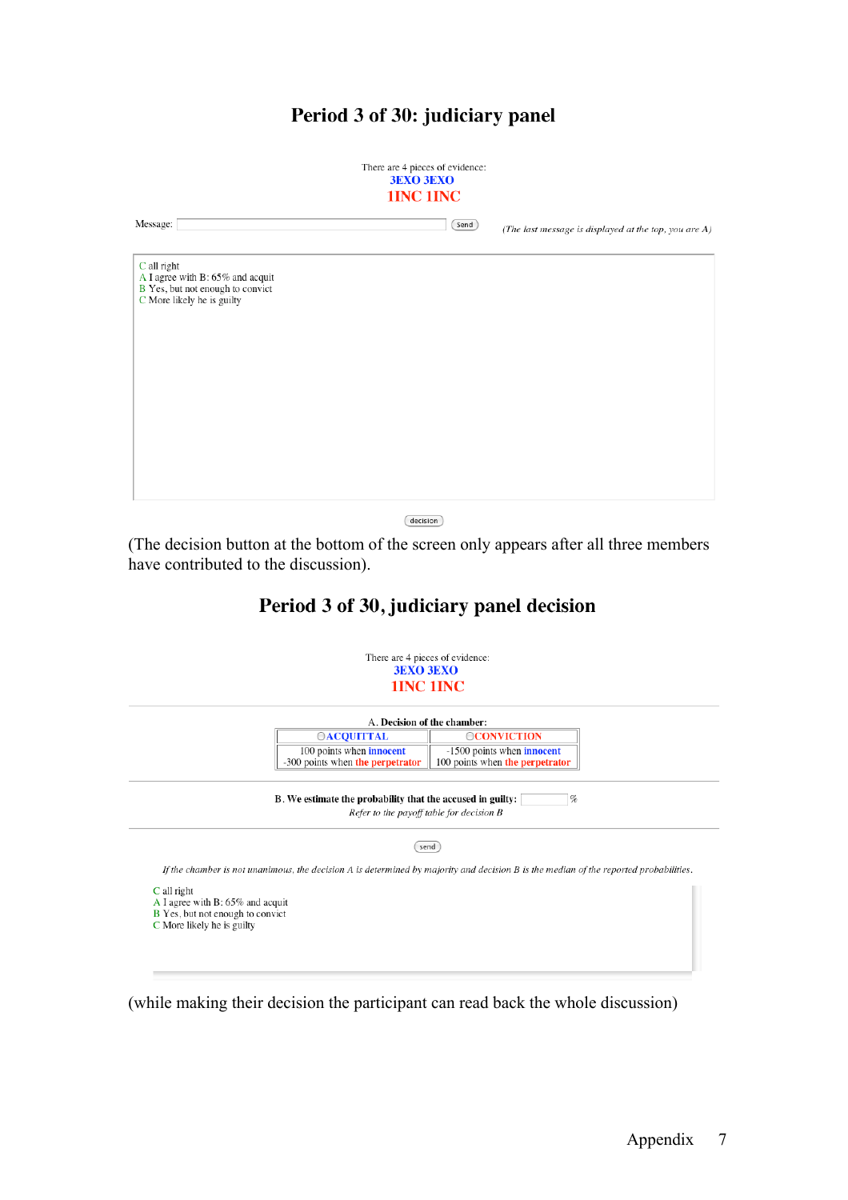## Period 3 of 30: judiciary panel

There are 4 pieces of evidence:

3EXO 3EXO

1INC 1INC

Message: [ ] Send *(The last message is displayed at the top, you are A)*

C all right
A I agree with B: 65% and acquit
B Yes, but not enough to convict
C More likely he is guilty

decision

(The decision button at the bottom of the screen only appears after all three members have contributed to the discussion).

## Period 3 of 30, judiciary panel decision

There are 4 pieces of evidence:

3EXO 3EXO

1INC 1INC

A. Decision of the chamber:

| ○ACQUITTAL | ○CONVICTION |
|---|---|
| 100 points when **innocent**<br>-300 points when **the perpetrator** | -1500 points when **innocent**<br>100 points when **the perpetrator** |

B. We estimate the probability that the accused in guilty: [ ] %

*Refer to the payoff table for decision B*

send

*If the chamber is not unanimous, the decision A is determined by majority and decision B is the median of the reported probabilities.*

C all right
A I agree with B: 65% and acquit
B Yes, but not enough to convict
C More likely he is guilty

(while making their decision the participant can read back the whole discussion)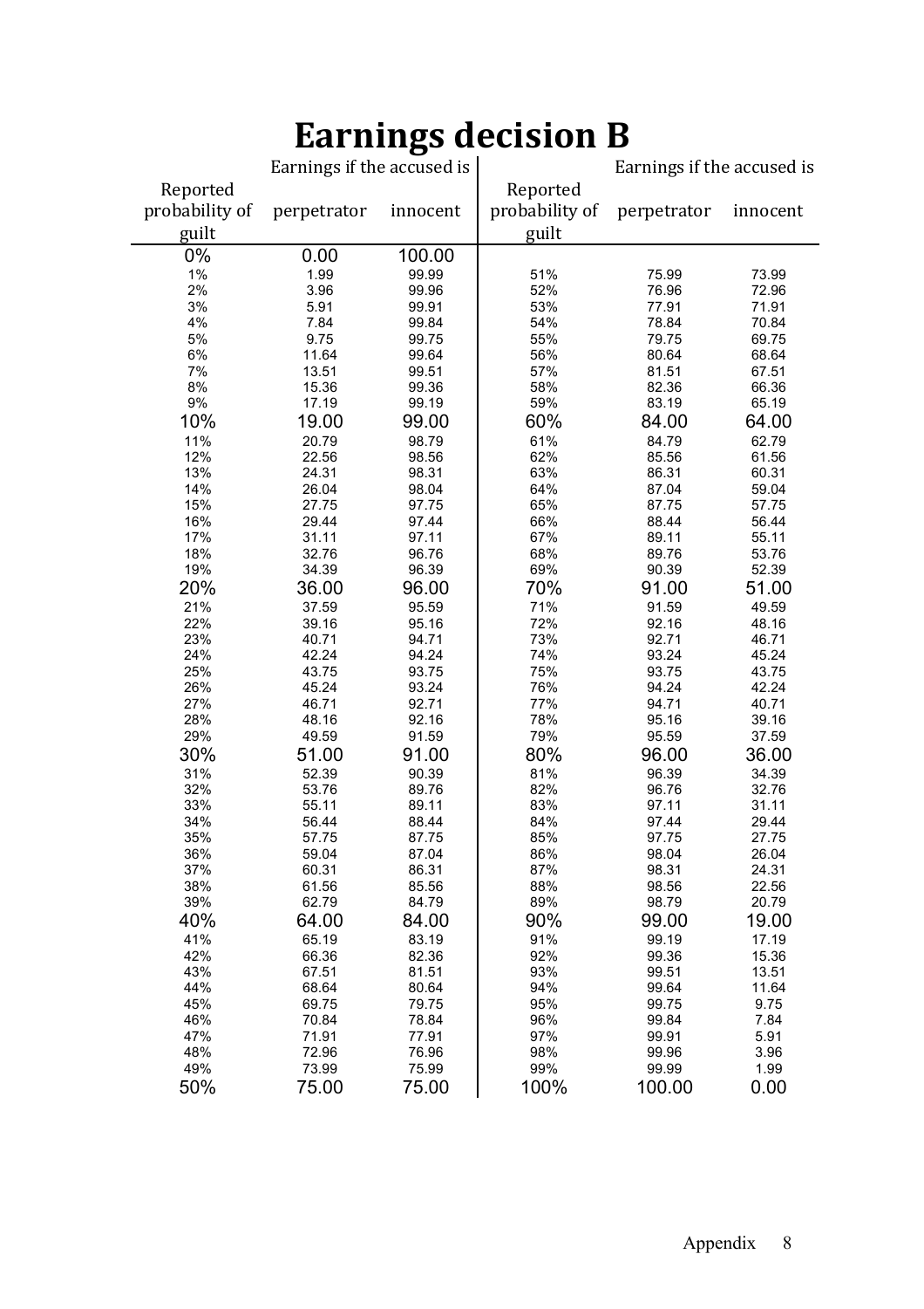# Earnings decision B

| Reported probability of guilt | Earnings if the accused is perpetrator | innocent | Reported probability of guilt | Earnings if the accused is perpetrator | innocent |
|---|---|---|---|---|---|
| 0% | 0.00 | 100.00 | | | |
| 1% | 1.99 | 99.99 | 51% | 75.99 | 73.99 |
| 2% | 3.96 | 99.96 | 52% | 76.96 | 72.96 |
| 3% | 5.91 | 99.91 | 53% | 77.91 | 71.91 |
| 4% | 7.84 | 99.84 | 54% | 78.84 | 70.84 |
| 5% | 9.75 | 99.75 | 55% | 79.75 | 69.75 |
| 6% | 11.64 | 99.64 | 56% | 80.64 | 68.64 |
| 7% | 13.51 | 99.51 | 57% | 81.51 | 67.51 |
| 8% | 15.36 | 99.36 | 58% | 82.36 | 66.36 |
| 9% | 17.19 | 99.19 | 59% | 83.19 | 65.19 |
| 10% | 19.00 | 99.00 | 60% | 84.00 | 64.00 |
| 11% | 20.79 | 98.79 | 61% | 84.79 | 62.79 |
| 12% | 22.56 | 98.56 | 62% | 85.56 | 61.56 |
| 13% | 24.31 | 98.31 | 63% | 86.31 | 60.31 |
| 14% | 26.04 | 98.04 | 64% | 87.04 | 59.04 |
| 15% | 27.75 | 97.75 | 65% | 87.75 | 57.75 |
| 16% | 29.44 | 97.44 | 66% | 88.44 | 56.44 |
| 17% | 31.11 | 97.11 | 67% | 89.11 | 55.11 |
| 18% | 32.76 | 96.76 | 68% | 89.76 | 53.76 |
| 19% | 34.39 | 96.39 | 69% | 90.39 | 52.39 |
| 20% | 36.00 | 96.00 | 70% | 91.00 | 51.00 |
| 21% | 37.59 | 95.59 | 71% | 91.59 | 49.59 |
| 22% | 39.16 | 95.16 | 72% | 92.16 | 48.16 |
| 23% | 40.71 | 94.71 | 73% | 92.71 | 46.71 |
| 24% | 42.24 | 94.24 | 74% | 93.24 | 45.24 |
| 25% | 43.75 | 93.75 | 75% | 93.75 | 43.75 |
| 26% | 45.24 | 93.24 | 76% | 94.24 | 42.24 |
| 27% | 46.71 | 92.71 | 77% | 94.71 | 40.71 |
| 28% | 48.16 | 92.16 | 78% | 95.16 | 39.16 |
| 29% | 49.59 | 91.59 | 79% | 95.59 | 37.59 |
| 30% | 51.00 | 91.00 | 80% | 96.00 | 36.00 |
| 31% | 52.39 | 90.39 | 81% | 96.39 | 34.39 |
| 32% | 53.76 | 89.76 | 82% | 96.76 | 32.76 |
| 33% | 55.11 | 89.11 | 83% | 97.11 | 31.11 |
| 34% | 56.44 | 88.44 | 84% | 97.44 | 29.44 |
| 35% | 57.75 | 87.75 | 85% | 97.75 | 27.75 |
| 36% | 59.04 | 87.04 | 86% | 98.04 | 26.04 |
| 37% | 60.31 | 86.31 | 87% | 98.31 | 24.31 |
| 38% | 61.56 | 85.56 | 88% | 98.56 | 22.56 |
| 39% | 62.79 | 84.79 | 89% | 98.79 | 20.79 |
| 40% | 64.00 | 84.00 | 90% | 99.00 | 19.00 |
| 41% | 65.19 | 83.19 | 91% | 99.19 | 17.19 |
| 42% | 66.36 | 82.36 | 92% | 99.36 | 15.36 |
| 43% | 67.51 | 81.51 | 93% | 99.51 | 13.51 |
| 44% | 68.64 | 80.64 | 94% | 99.64 | 11.64 |
| 45% | 69.75 | 79.75 | 95% | 99.75 | 9.75 |
| 46% | 70.84 | 78.84 | 96% | 99.84 | 7.84 |
| 47% | 71.91 | 77.91 | 97% | 99.91 | 5.91 |
| 48% | 72.96 | 76.96 | 98% | 99.96 | 3.96 |
| 49% | 73.99 | 75.99 | 99% | 99.99 | 1.99 |
| 50% | 75.00 | 75.00 | 100% | 100.00 | 0.00 |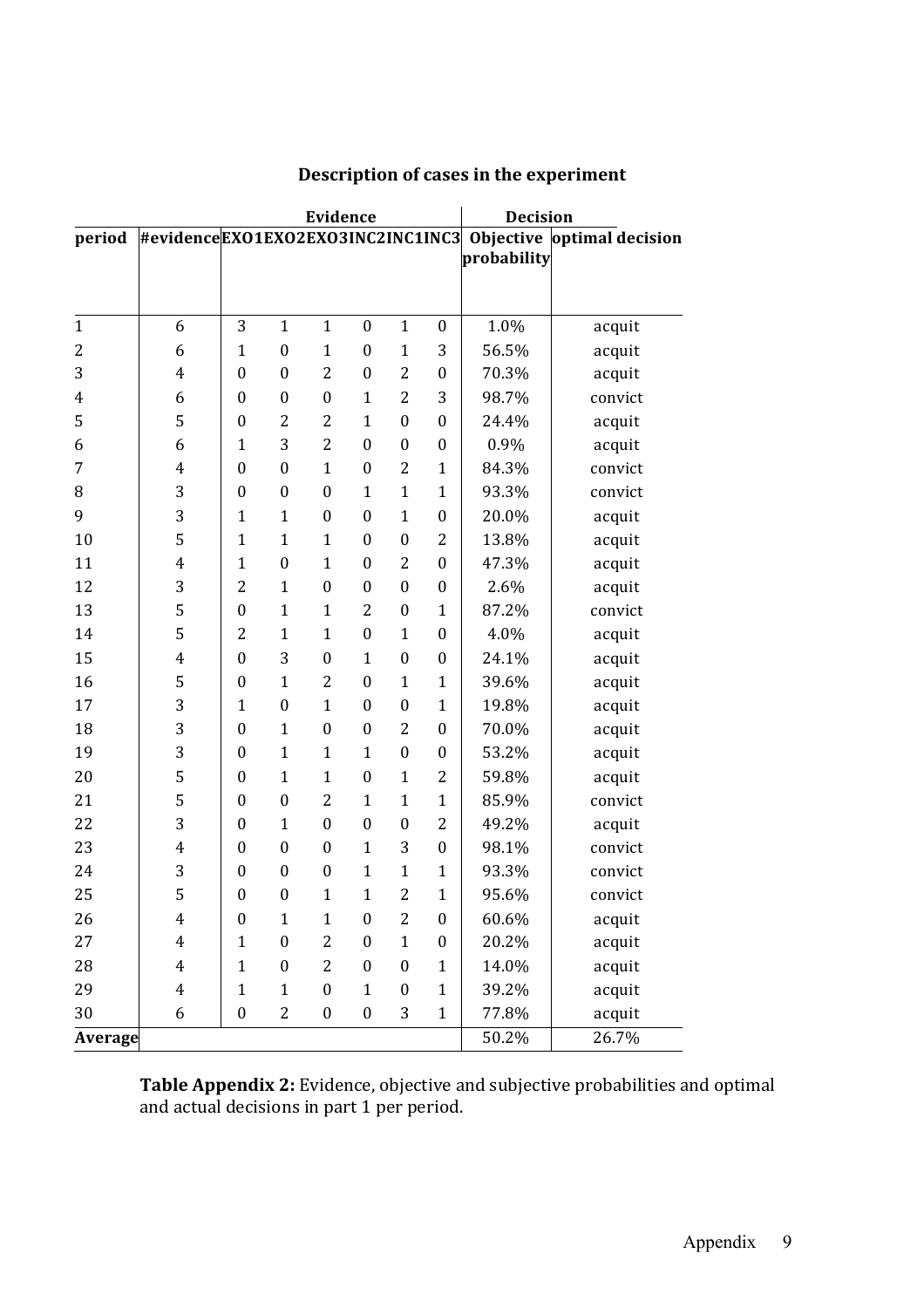## Description of cases in the experiment

| | | Evidence | | | | | | Decision | |
|---|---|---|---|---|---|---|---|---|---|
| period | #evidence | EXO1 | EXO2 | EXO3 | INC2 | INC1 | INC3 | Objective probability | optimal decision |
| 1 | 6 | 3 | 1 | 1 | 0 | 1 | 0 | 1.0% | acquit |
| 2 | 6 | 1 | 0 | 1 | 0 | 1 | 3 | 56.5% | acquit |
| 3 | 4 | 0 | 0 | 2 | 0 | 2 | 0 | 70.3% | acquit |
| 4 | 6 | 0 | 0 | 0 | 1 | 2 | 3 | 98.7% | convict |
| 5 | 5 | 0 | 2 | 2 | 1 | 0 | 0 | 24.4% | acquit |
| 6 | 6 | 1 | 3 | 2 | 0 | 0 | 0 | 0.9% | acquit |
| 7 | 4 | 0 | 0 | 1 | 0 | 2 | 1 | 84.3% | convict |
| 8 | 3 | 0 | 0 | 0 | 1 | 1 | 1 | 93.3% | convict |
| 9 | 3 | 1 | 1 | 0 | 0 | 1 | 0 | 20.0% | acquit |
| 10 | 5 | 1 | 1 | 1 | 0 | 0 | 2 | 13.8% | acquit |
| 11 | 4 | 1 | 0 | 1 | 0 | 2 | 0 | 47.3% | acquit |
| 12 | 3 | 2 | 1 | 0 | 0 | 0 | 0 | 2.6% | acquit |
| 13 | 5 | 0 | 1 | 1 | 2 | 0 | 1 | 87.2% | convict |
| 14 | 5 | 2 | 1 | 1 | 0 | 1 | 0 | 4.0% | acquit |
| 15 | 4 | 0 | 3 | 0 | 1 | 0 | 0 | 24.1% | acquit |
| 16 | 5 | 0 | 1 | 2 | 0 | 1 | 1 | 39.6% | acquit |
| 17 | 3 | 1 | 0 | 1 | 0 | 0 | 1 | 19.8% | acquit |
| 18 | 3 | 0 | 1 | 0 | 0 | 2 | 0 | 70.0% | acquit |
| 19 | 3 | 0 | 1 | 1 | 1 | 0 | 0 | 53.2% | acquit |
| 20 | 5 | 0 | 1 | 1 | 0 | 1 | 2 | 59.8% | acquit |
| 21 | 5 | 0 | 0 | 2 | 1 | 1 | 1 | 85.9% | convict |
| 22 | 3 | 0 | 1 | 0 | 0 | 0 | 2 | 49.2% | acquit |
| 23 | 4 | 0 | 0 | 0 | 1 | 3 | 0 | 98.1% | convict |
| 24 | 3 | 0 | 0 | 0 | 1 | 1 | 1 | 93.3% | convict |
| 25 | 5 | 0 | 0 | 1 | 1 | 2 | 1 | 95.6% | convict |
| 26 | 4 | 0 | 1 | 1 | 0 | 2 | 0 | 60.6% | acquit |
| 27 | 4 | 1 | 0 | 2 | 0 | 1 | 0 | 20.2% | acquit |
| 28 | 4 | 1 | 0 | 2 | 0 | 0 | 1 | 14.0% | acquit |
| 29 | 4 | 1 | 1 | 0 | 1 | 0 | 1 | 39.2% | acquit |
| 30 | 6 | 0 | 2 | 0 | 0 | 3 | 1 | 77.8% | acquit |
| **Average** | | | | | | | | 50.2% | 26.7% |

**Table Appendix 2:** Evidence, objective and subjective probabilities and optimal and actual decisions in part 1 per period.